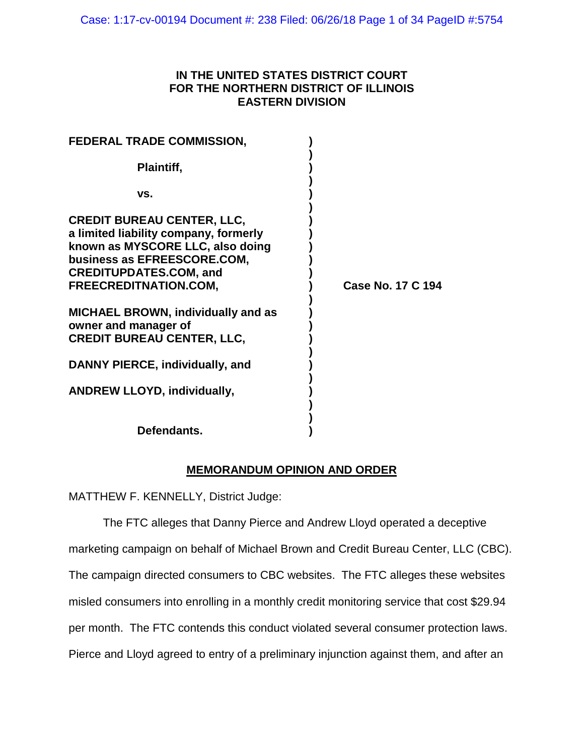**IN THE UNITED STATES DISTRICT COURT**
**FOR THE NORTHERN DISTRICT OF ILLINOIS**
**EASTERN DIVISION**

**FEDERAL TRADE COMMISSION,**

**Plaintiff,**

**vs.**

**CREDIT BUREAU CENTER, LLC, a limited liability company, formerly known as MYSCORE LLC, also doing business as EFREESCORE.COM, CREDITUPDATES.COM, and FREECREDITNATION.COM,**

**MICHAEL BROWN, individually and as owner and manager of CREDIT BUREAU CENTER, LLC,**

**DANNY PIERCE, individually, and**

**ANDREW LLOYD, individually,**

**Defendants.**

**Case No. 17 C 194**

## MEMORANDUM OPINION AND ORDER

MATTHEW F. KENNELLY, District Judge:

The FTC alleges that Danny Pierce and Andrew Lloyd operated a deceptive marketing campaign on behalf of Michael Brown and Credit Bureau Center, LLC (CBC). The campaign directed consumers to CBC websites. The FTC alleges these websites misled consumers into enrolling in a monthly credit monitoring service that cost $29.94 per month. The FTC contends this conduct violated several consumer protection laws. Pierce and Lloyd agreed to entry of a preliminary injunction against them, and after an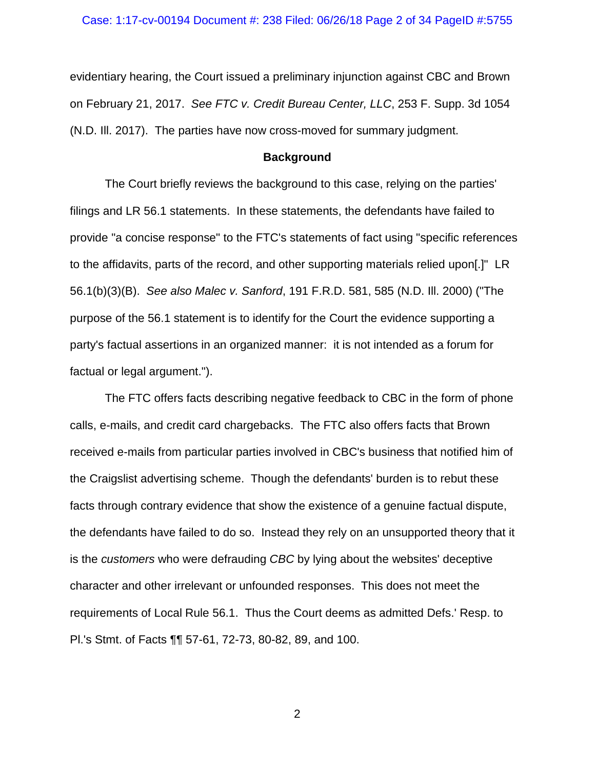evidentiary hearing, the Court issued a preliminary injunction against CBC and Brown on February 21, 2017. *See FTC v. Credit Bureau Center, LLC*, 253 F. Supp. 3d 1054 (N.D. Ill. 2017). The parties have now cross-moved for summary judgment.

## Background

The Court briefly reviews the background to this case, relying on the parties' filings and LR 56.1 statements. In these statements, the defendants have failed to provide "a concise response" to the FTC's statements of fact using "specific references to the affidavits, parts of the record, and other supporting materials relied upon[.]" LR 56.1(b)(3)(B). *See also Malec v. Sanford*, 191 F.R.D. 581, 585 (N.D. Ill. 2000) ("The purpose of the 56.1 statement is to identify for the Court the evidence supporting a party's factual assertions in an organized manner: it is not intended as a forum for factual or legal argument.").

The FTC offers facts describing negative feedback to CBC in the form of phone calls, e-mails, and credit card chargebacks. The FTC also offers facts that Brown received e-mails from particular parties involved in CBC's business that notified him of the Craigslist advertising scheme. Though the defendants' burden is to rebut these facts through contrary evidence that show the existence of a genuine factual dispute, the defendants have failed to do so. Instead they rely on an unsupported theory that it is the *customers* who were defrauding *CBC* by lying about the websites' deceptive character and other irrelevant or unfounded responses. This does not meet the requirements of Local Rule 56.1. Thus the Court deems as admitted Defs.' Resp. to Pl.'s Stmt. of Facts ¶¶ 57-61, 72-73, 80-82, 89, and 100.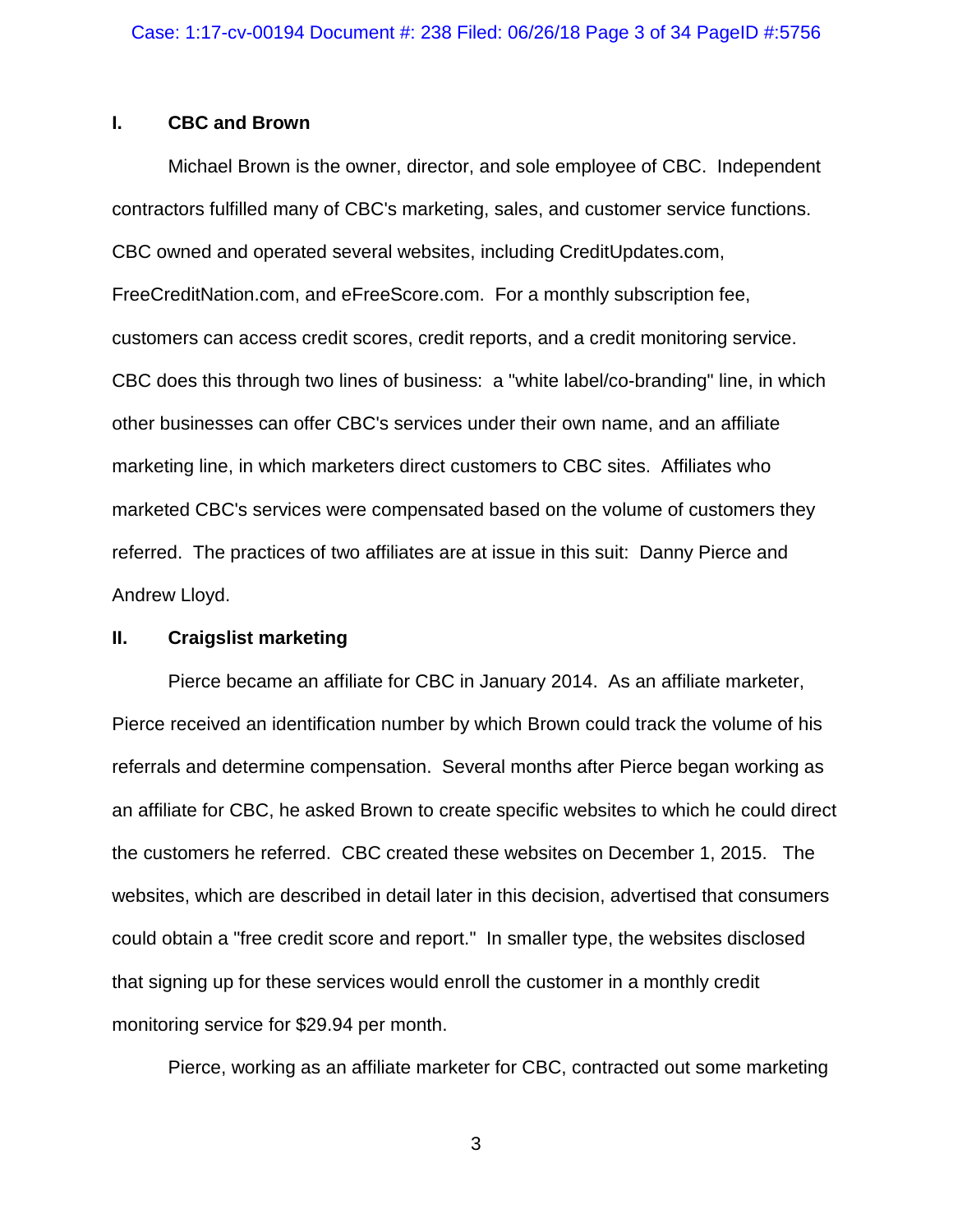## I. CBC and Brown

Michael Brown is the owner, director, and sole employee of CBC. Independent contractors fulfilled many of CBC's marketing, sales, and customer service functions. CBC owned and operated several websites, including CreditUpdates.com, FreeCreditNation.com, and eFreeScore.com. For a monthly subscription fee, customers can access credit scores, credit reports, and a credit monitoring service. CBC does this through two lines of business: a "white label/co-branding" line, in which other businesses can offer CBC's services under their own name, and an affiliate marketing line, in which marketers direct customers to CBC sites. Affiliates who marketed CBC's services were compensated based on the volume of customers they referred. The practices of two affiliates are at issue in this suit: Danny Pierce and Andrew Lloyd.

## II. Craigslist marketing

Pierce became an affiliate for CBC in January 2014. As an affiliate marketer, Pierce received an identification number by which Brown could track the volume of his referrals and determine compensation. Several months after Pierce began working as an affiliate for CBC, he asked Brown to create specific websites to which he could direct the customers he referred. CBC created these websites on December 1, 2015. The websites, which are described in detail later in this decision, advertised that consumers could obtain a "free credit score and report." In smaller type, the websites disclosed that signing up for these services would enroll the customer in a monthly credit monitoring service for $29.94 per month.

Pierce, working as an affiliate marketer for CBC, contracted out some marketing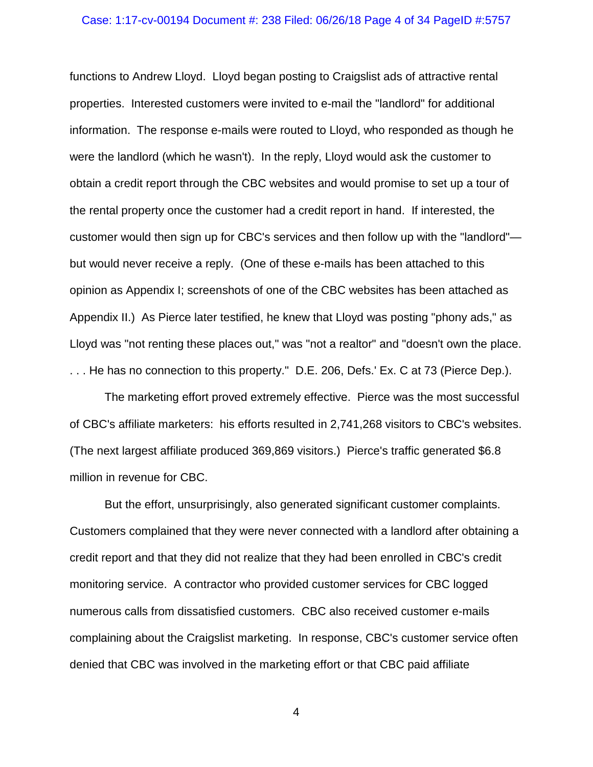functions to Andrew Lloyd. Lloyd began posting to Craigslist ads of attractive rental properties. Interested customers were invited to e-mail the "landlord" for additional information. The response e-mails were routed to Lloyd, who responded as though he were the landlord (which he wasn't). In the reply, Lloyd would ask the customer to obtain a credit report through the CBC websites and would promise to set up a tour of the rental property once the customer had a credit report in hand. If interested, the customer would then sign up for CBC's services and then follow up with the "landlord"—but would never receive a reply. (One of these e-mails has been attached to this opinion as Appendix I; screenshots of one of the CBC websites has been attached as Appendix II.) As Pierce later testified, he knew that Lloyd was posting "phony ads," as Lloyd was "not renting these places out," was "not a realtor" and "doesn't own the place. . . . He has no connection to this property." D.E. 206, Defs.' Ex. C at 73 (Pierce Dep.).

The marketing effort proved extremely effective. Pierce was the most successful of CBC's affiliate marketers: his efforts resulted in 2,741,268 visitors to CBC's websites. (The next largest affiliate produced 369,869 visitors.) Pierce's traffic generated $6.8 million in revenue for CBC.

But the effort, unsurprisingly, also generated significant customer complaints. Customers complained that they were never connected with a landlord after obtaining a credit report and that they did not realize that they had been enrolled in CBC's credit monitoring service. A contractor who provided customer services for CBC logged numerous calls from dissatisfied customers. CBC also received customer e-mails complaining about the Craigslist marketing. In response, CBC's customer service often denied that CBC was involved in the marketing effort or that CBC paid affiliate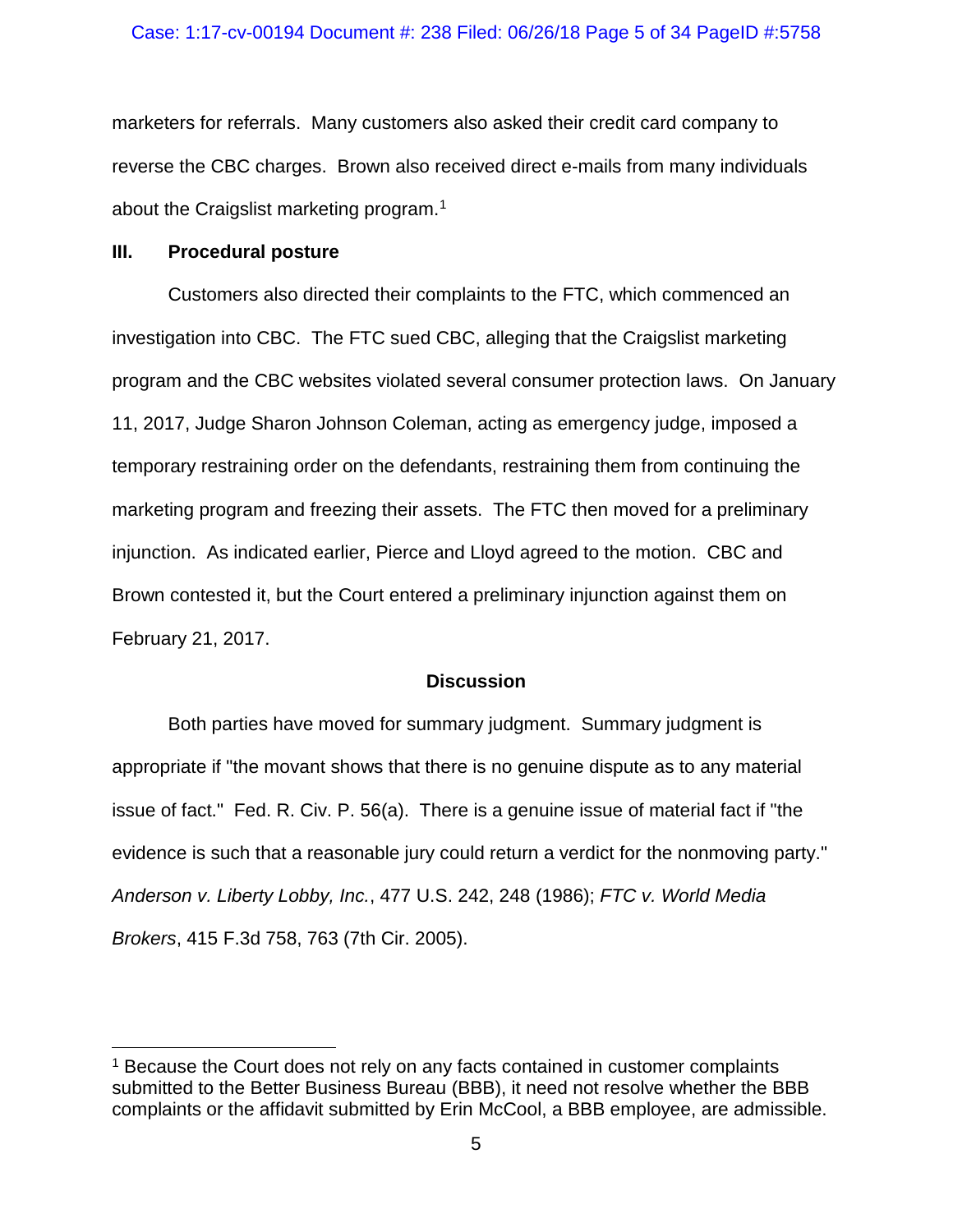marketers for referrals. Many customers also asked their credit card company to reverse the CBC charges. Brown also received direct e-mails from many individuals about the Craigslist marketing program.[1]

### III. Procedural posture

Customers also directed their complaints to the FTC, which commenced an investigation into CBC. The FTC sued CBC, alleging that the Craigslist marketing program and the CBC websites violated several consumer protection laws. On January 11, 2017, Judge Sharon Johnson Coleman, acting as emergency judge, imposed a temporary restraining order on the defendants, restraining them from continuing the marketing program and freezing their assets. The FTC then moved for a preliminary injunction. As indicated earlier, Pierce and Lloyd agreed to the motion. CBC and Brown contested it, but the Court entered a preliminary injunction against them on February 21, 2017.

## Discussion

Both parties have moved for summary judgment. Summary judgment is appropriate if "the movant shows that there is no genuine dispute as to any material issue of fact." Fed. R. Civ. P. 56(a). There is a genuine issue of material fact if "the evidence is such that a reasonable jury could return a verdict for the nonmoving party." *Anderson v. Liberty Lobby, Inc.*, 477 U.S. 242, 248 (1986); *FTC v. World Media Brokers*, 415 F.3d 758, 763 (7th Cir. 2005).

---

[1] Because the Court does not rely on any facts contained in customer complaints submitted to the Better Business Bureau (BBB), it need not resolve whether the BBB complaints or the affidavit submitted by Erin McCool, a BBB employee, are admissible.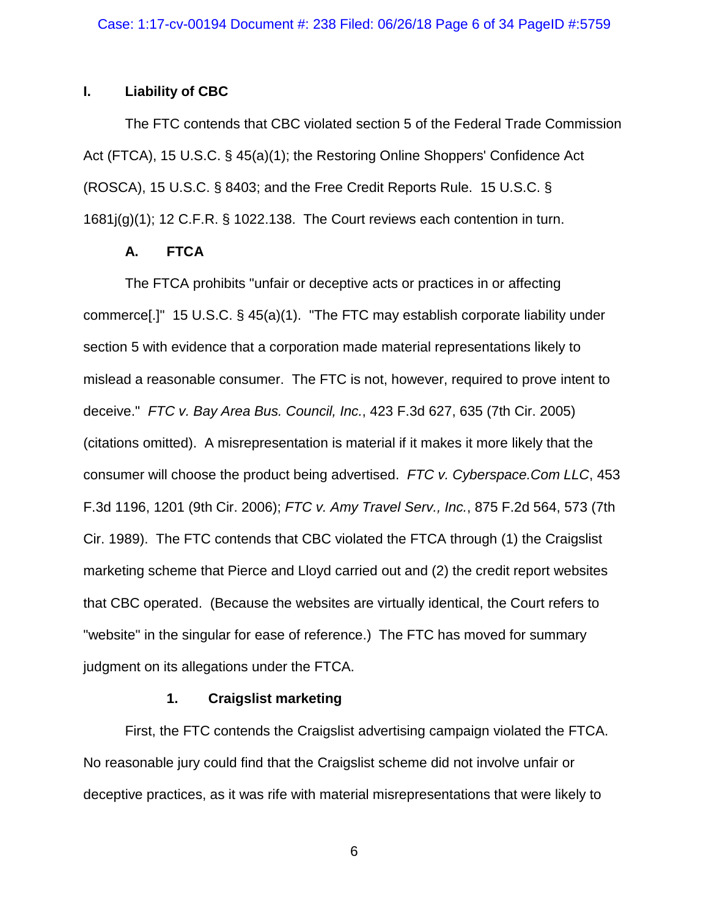## I. Liability of CBC

The FTC contends that CBC violated section 5 of the Federal Trade Commission Act (FTCA), 15 U.S.C. § 45(a)(1); the Restoring Online Shoppers' Confidence Act (ROSCA), 15 U.S.C. § 8403; and the Free Credit Reports Rule. 15 U.S.C. § 1681j(g)(1); 12 C.F.R. § 1022.138. The Court reviews each contention in turn.

### A. FTCA

The FTCA prohibits "unfair or deceptive acts or practices in or affecting commerce[.]" 15 U.S.C. § 45(a)(1). "The FTC may establish corporate liability under section 5 with evidence that a corporation made material representations likely to mislead a reasonable consumer. The FTC is not, however, required to prove intent to deceive." *FTC v. Bay Area Bus. Council, Inc.*, 423 F.3d 627, 635 (7th Cir. 2005) (citations omitted). A misrepresentation is material if it makes it more likely that the consumer will choose the product being advertised. *FTC v. Cyberspace.Com LLC*, 453 F.3d 1196, 1201 (9th Cir. 2006); *FTC v. Amy Travel Serv., Inc.*, 875 F.2d 564, 573 (7th Cir. 1989). The FTC contends that CBC violated the FTCA through (1) the Craigslist marketing scheme that Pierce and Lloyd carried out and (2) the credit report websites that CBC operated. (Because the websites are virtually identical, the Court refers to "website" in the singular for ease of reference.) The FTC has moved for summary judgment on its allegations under the FTCA.

#### 1. Craigslist marketing

First, the FTC contends the Craigslist advertising campaign violated the FTCA. No reasonable jury could find that the Craigslist scheme did not involve unfair or deceptive practices, as it was rife with material misrepresentations that were likely to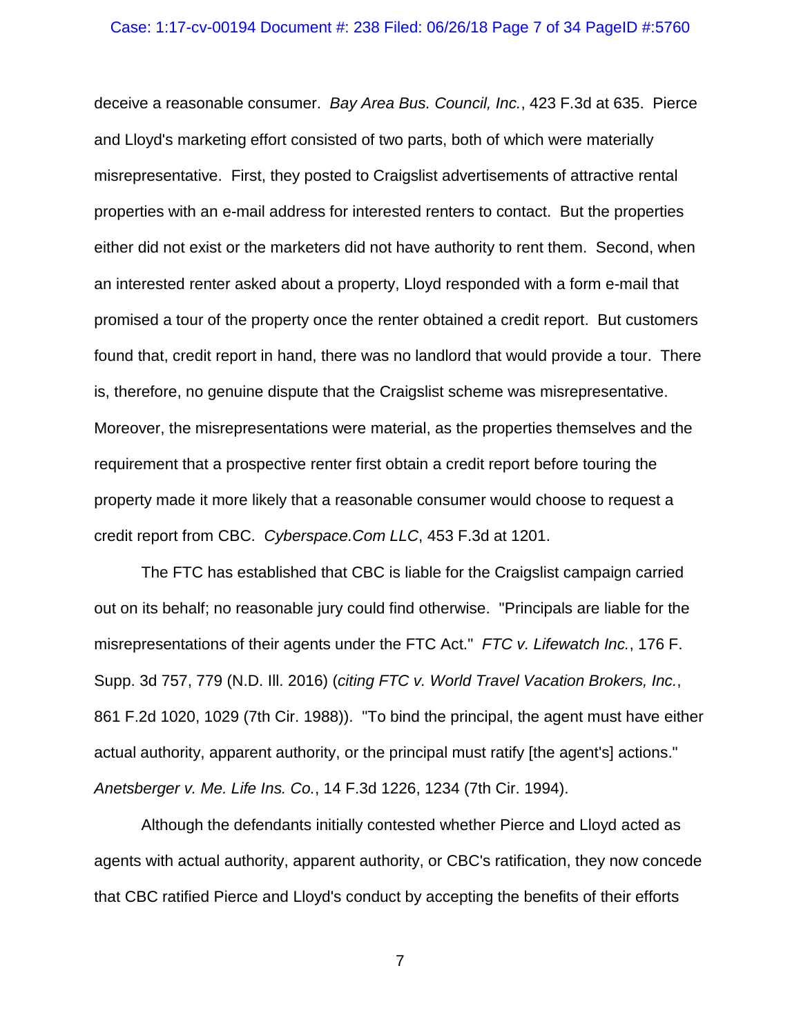deceive a reasonable consumer. *Bay Area Bus. Council, Inc.*, 423 F.3d at 635. Pierce and Lloyd's marketing effort consisted of two parts, both of which were materially misrepresentative. First, they posted to Craigslist advertisements of attractive rental properties with an e-mail address for interested renters to contact. But the properties either did not exist or the marketers did not have authority to rent them. Second, when an interested renter asked about a property, Lloyd responded with a form e-mail that promised a tour of the property once the renter obtained a credit report. But customers found that, credit report in hand, there was no landlord that would provide a tour. There is, therefore, no genuine dispute that the Craigslist scheme was misrepresentative. Moreover, the misrepresentations were material, as the properties themselves and the requirement that a prospective renter first obtain a credit report before touring the property made it more likely that a reasonable consumer would choose to request a credit report from CBC. *Cyberspace.Com LLC*, 453 F.3d at 1201.

The FTC has established that CBC is liable for the Craigslist campaign carried out on its behalf; no reasonable jury could find otherwise. "Principals are liable for the misrepresentations of their agents under the FTC Act." *FTC v. Lifewatch Inc.*, 176 F. Supp. 3d 757, 779 (N.D. Ill. 2016) (*citing FTC v. World Travel Vacation Brokers, Inc.*, 861 F.2d 1020, 1029 (7th Cir. 1988)). "To bind the principal, the agent must have either actual authority, apparent authority, or the principal must ratify [the agent's] actions." *Anetsberger v. Me. Life Ins. Co.*, 14 F.3d 1226, 1234 (7th Cir. 1994).

Although the defendants initially contested whether Pierce and Lloyd acted as agents with actual authority, apparent authority, or CBC's ratification, they now concede that CBC ratified Pierce and Lloyd's conduct by accepting the benefits of their efforts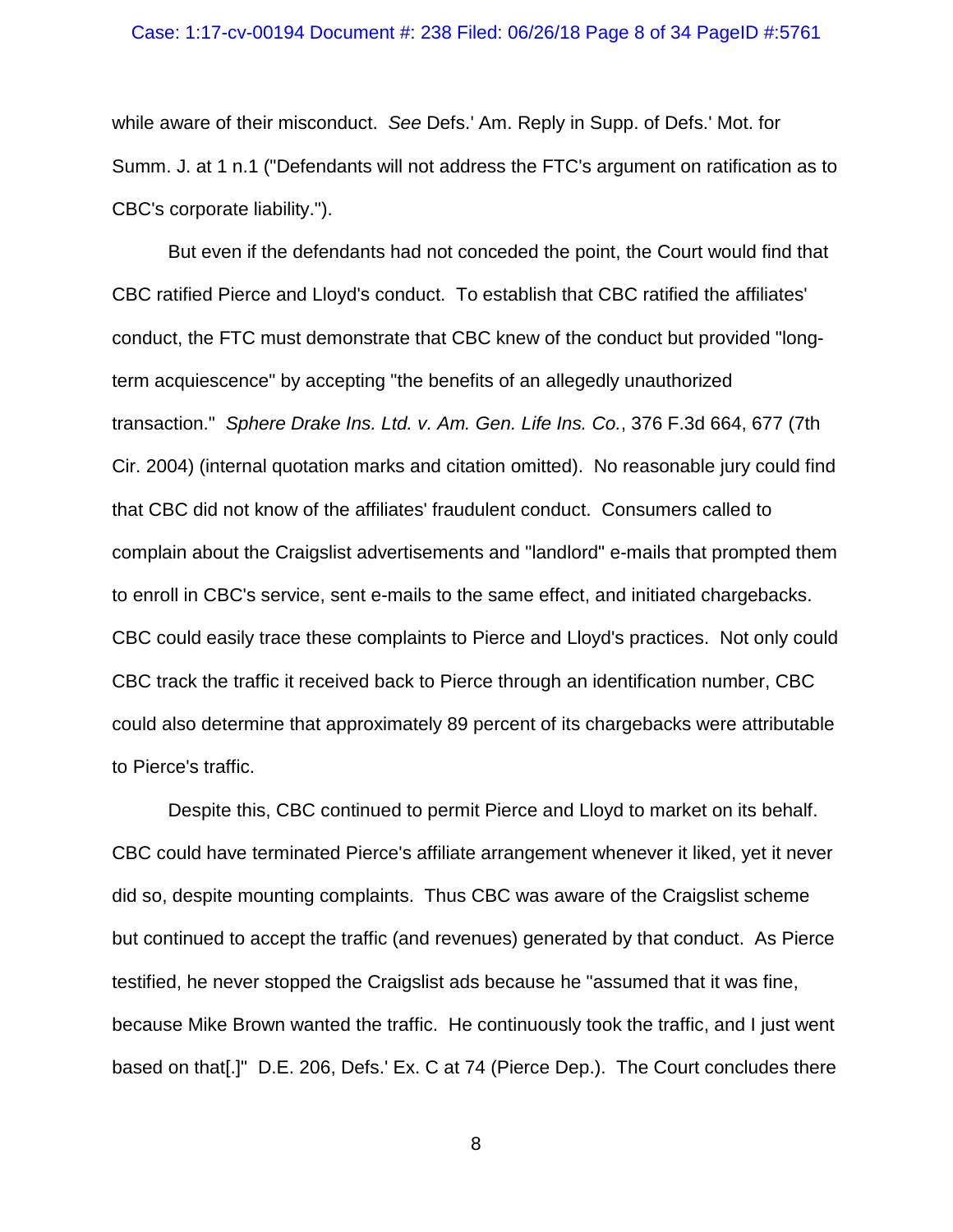while aware of their misconduct. *See* Defs.' Am. Reply in Supp. of Defs.' Mot. for Summ. J. at 1 n.1 ("Defendants will not address the FTC's argument on ratification as to CBC's corporate liability.").

But even if the defendants had not conceded the point, the Court would find that CBC ratified Pierce and Lloyd's conduct. To establish that CBC ratified the affiliates' conduct, the FTC must demonstrate that CBC knew of the conduct but provided "long-term acquiescence" by accepting "the benefits of an allegedly unauthorized transaction." *Sphere Drake Ins. Ltd. v. Am. Gen. Life Ins. Co.*, 376 F.3d 664, 677 (7th Cir. 2004) (internal quotation marks and citation omitted). No reasonable jury could find that CBC did not know of the affiliates' fraudulent conduct. Consumers called to complain about the Craigslist advertisements and "landlord" e-mails that prompted them to enroll in CBC's service, sent e-mails to the same effect, and initiated chargebacks. CBC could easily trace these complaints to Pierce and Lloyd's practices. Not only could CBC track the traffic it received back to Pierce through an identification number, CBC could also determine that approximately 89 percent of its chargebacks were attributable to Pierce's traffic.

Despite this, CBC continued to permit Pierce and Lloyd to market on its behalf. CBC could have terminated Pierce's affiliate arrangement whenever it liked, yet it never did so, despite mounting complaints. Thus CBC was aware of the Craigslist scheme but continued to accept the traffic (and revenues) generated by that conduct. As Pierce testified, he never stopped the Craigslist ads because he "assumed that it was fine, because Mike Brown wanted the traffic. He continuously took the traffic, and I just went based on that[.]" D.E. 206, Defs.' Ex. C at 74 (Pierce Dep.). The Court concludes there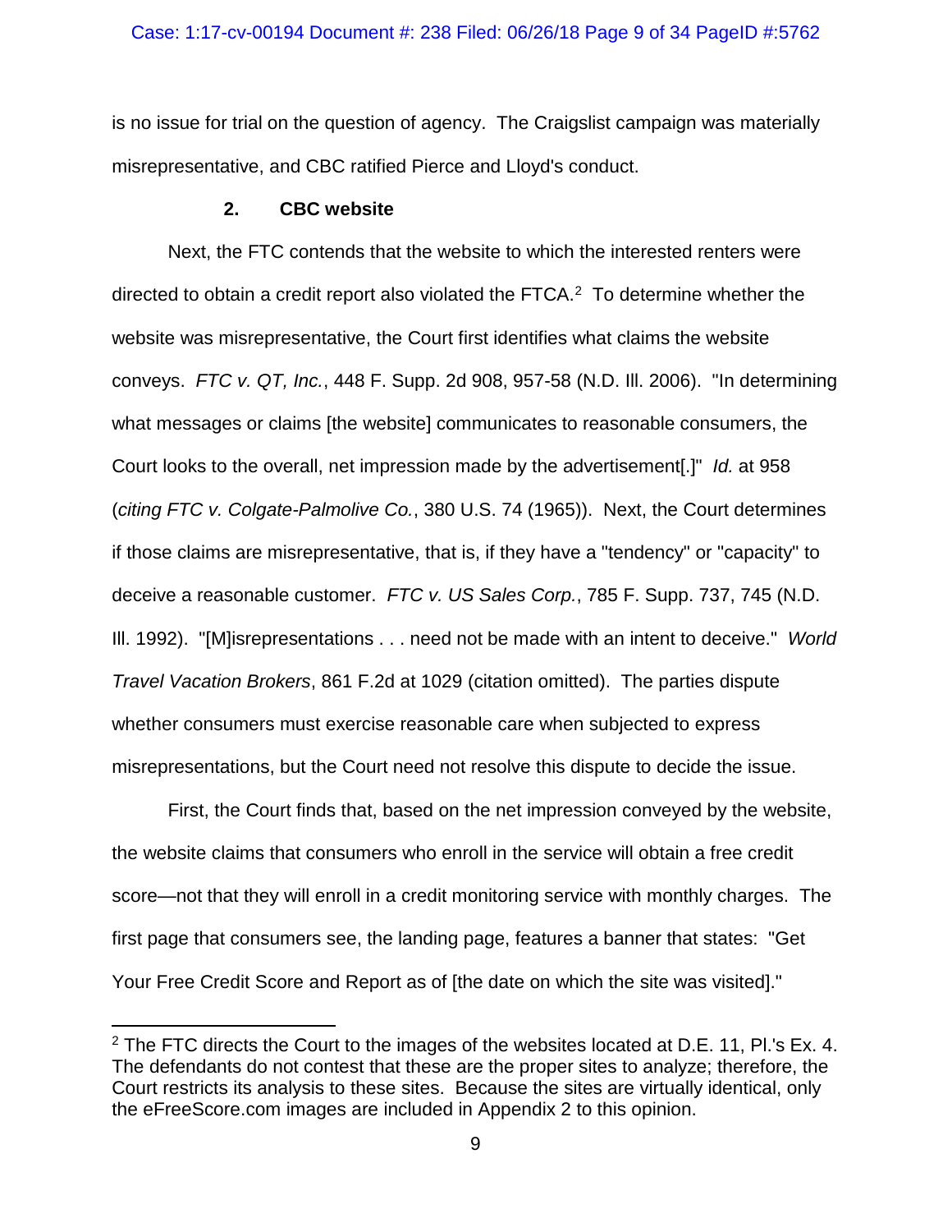is no issue for trial on the question of agency. The Craigslist campaign was materially misrepresentative, and CBC ratified Pierce and Lloyd's conduct.

### 2. CBC website

Next, the FTC contends that the website to which the interested renters were directed to obtain a credit report also violated the FTCA.[2] To determine whether the website was misrepresentative, the Court first identifies what claims the website conveys. *FTC v. QT, Inc.*, 448 F. Supp. 2d 908, 957-58 (N.D. Ill. 2006). "In determining what messages or claims [the website] communicates to reasonable consumers, the Court looks to the overall, net impression made by the advertisement[.]" *Id.* at 958 (*citing FTC v. Colgate-Palmolive Co.*, 380 U.S. 74 (1965)). Next, the Court determines if those claims are misrepresentative, that is, if they have a "tendency" or "capacity" to deceive a reasonable customer. *FTC v. US Sales Corp.*, 785 F. Supp. 737, 745 (N.D. Ill. 1992). "[M]isrepresentations . . . need not be made with an intent to deceive." *World Travel Vacation Brokers*, 861 F.2d at 1029 (citation omitted). The parties dispute whether consumers must exercise reasonable care when subjected to express misrepresentations, but the Court need not resolve this dispute to decide the issue.

First, the Court finds that, based on the net impression conveyed by the website, the website claims that consumers who enroll in the service will obtain a free credit score—not that they will enroll in a credit monitoring service with monthly charges. The first page that consumers see, the landing page, features a banner that states: "Get Your Free Credit Score and Report as of [the date on which the site was visited]."

---

[2] The FTC directs the Court to the images of the websites located at D.E. 11, Pl.'s Ex. 4. The defendants do not contest that these are the proper sites to analyze; therefore, the Court restricts its analysis to these sites. Because the sites are virtually identical, only the eFreeScore.com images are included in Appendix 2 to this opinion.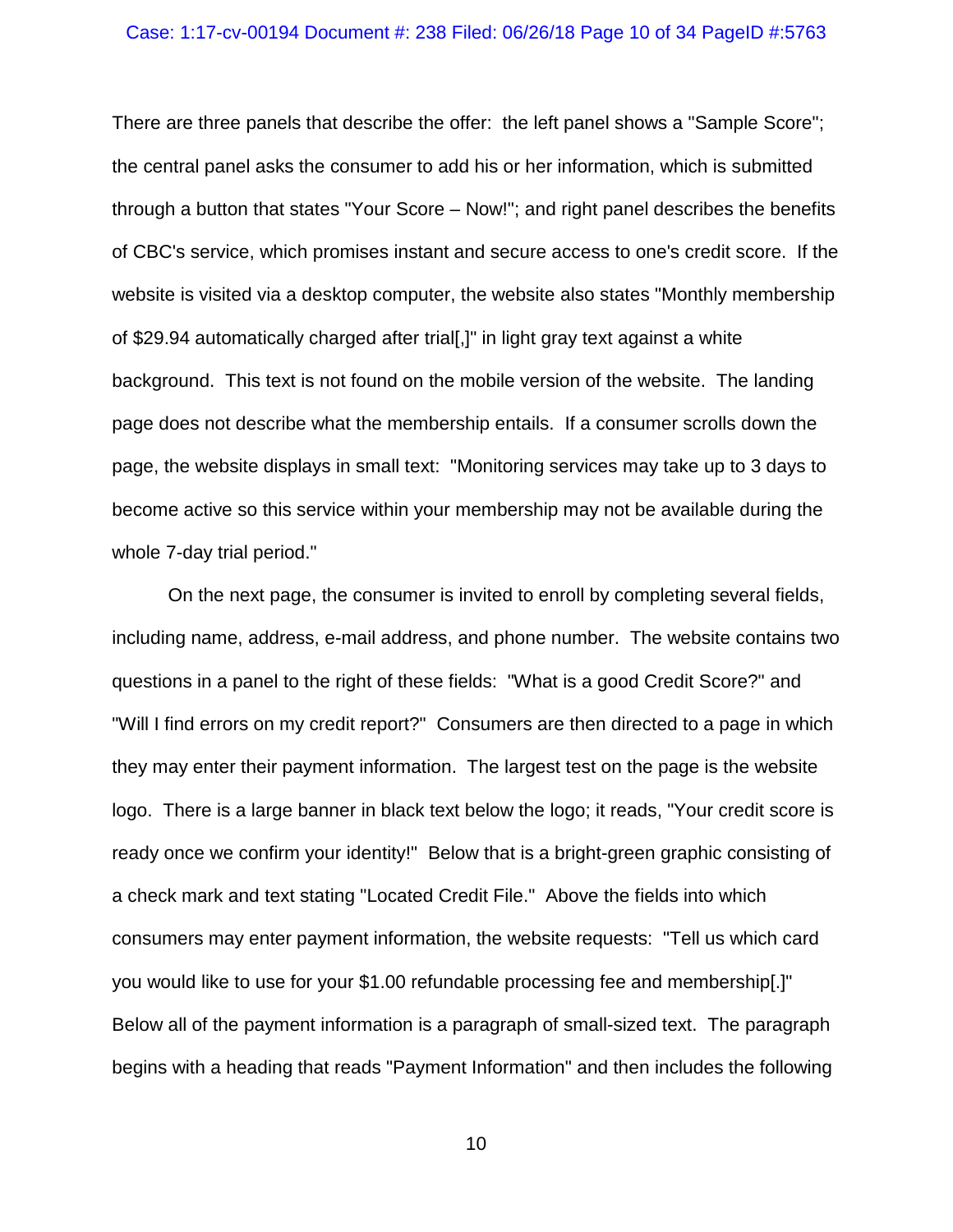There are three panels that describe the offer: the left panel shows a "Sample Score"; the central panel asks the consumer to add his or her information, which is submitted through a button that states "Your Score – Now!"; and right panel describes the benefits of CBC's service, which promises instant and secure access to one's credit score. If the website is visited via a desktop computer, the website also states "Monthly membership of $29.94 automatically charged after trial[,]" in light gray text against a white background. This text is not found on the mobile version of the website. The landing page does not describe what the membership entails. If a consumer scrolls down the page, the website displays in small text: "Monitoring services may take up to 3 days to become active so this service within your membership may not be available during the whole 7-day trial period."

On the next page, the consumer is invited to enroll by completing several fields, including name, address, e-mail address, and phone number. The website contains two questions in a panel to the right of these fields: "What is a good Credit Score?" and "Will I find errors on my credit report?" Consumers are then directed to a page in which they may enter their payment information. The largest test on the page is the website logo. There is a large banner in black text below the logo; it reads, "Your credit score is ready once we confirm your identity!" Below that is a bright-green graphic consisting of a check mark and text stating "Located Credit File." Above the fields into which consumers may enter payment information, the website requests: "Tell us which card you would like to use for your $1.00 refundable processing fee and membership[.]" Below all of the payment information is a paragraph of small-sized text. The paragraph begins with a heading that reads "Payment Information" and then includes the following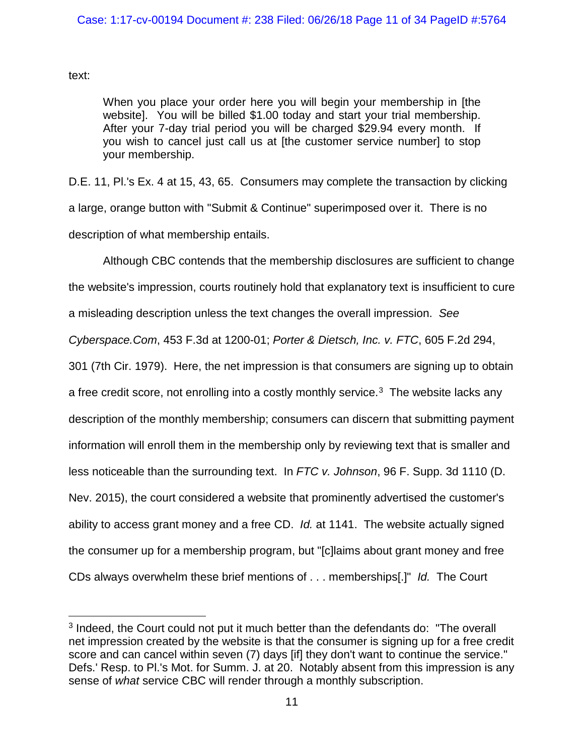text:

> When you place your order here you will begin your membership in [the website]. You will be billed $1.00 today and start your trial membership. After your 7-day trial period you will be charged $29.94 every month. If you wish to cancel just call us at [the customer service number] to stop your membership.

D.E. 11, Pl.'s Ex. 4 at 15, 43, 65. Consumers may complete the transaction by clicking a large, orange button with "Submit & Continue" superimposed over it. There is no description of what membership entails.

Although CBC contends that the membership disclosures are sufficient to change the website's impression, courts routinely hold that explanatory text is insufficient to cure a misleading description unless the text changes the overall impression. *See Cyberspace.Com*, 453 F.3d at 1200-01; *Porter & Dietsch, Inc. v. FTC*, 605 F.2d 294, 301 (7th Cir. 1979). Here, the net impression is that consumers are signing up to obtain a free credit score, not enrolling into a costly monthly service.[3] The website lacks any description of the monthly membership; consumers can discern that submitting payment information will enroll them in the membership only by reviewing text that is smaller and less noticeable than the surrounding text. In *FTC v. Johnson*, 96 F. Supp. 3d 1110 (D. Nev. 2015), the court considered a website that prominently advertised the customer's ability to access grant money and a free CD. *Id.* at 1141. The website actually signed the consumer up for a membership program, but "[c]laims about grant money and free CDs always overwhelm these brief mentions of . . . memberships[.]" *Id.* The Court

---

[3] Indeed, the Court could not put it much better than the defendants do: "The overall net impression created by the website is that the consumer is signing up for a free credit score and can cancel within seven (7) days [if] they don't want to continue the service." Defs.' Resp. to Pl.'s Mot. for Summ. J. at 20. Notably absent from this impression is any sense of *what* service CBC will render through a monthly subscription.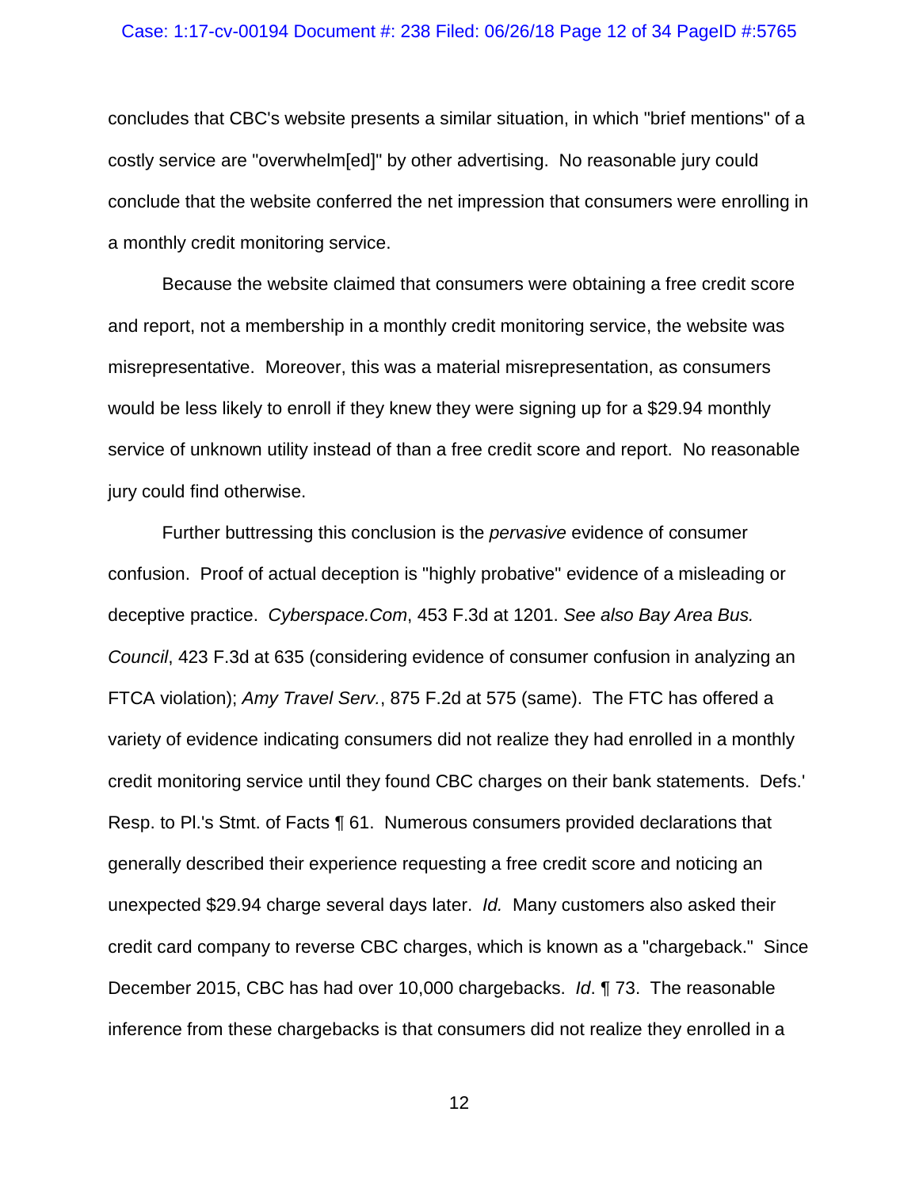concludes that CBC's website presents a similar situation, in which "brief mentions" of a costly service are "overwhelm[ed]" by other advertising. No reasonable jury could conclude that the website conferred the net impression that consumers were enrolling in a monthly credit monitoring service.

Because the website claimed that consumers were obtaining a free credit score and report, not a membership in a monthly credit monitoring service, the website was misrepresentative. Moreover, this was a material misrepresentation, as consumers would be less likely to enroll if they knew they were signing up for a $29.94 monthly service of unknown utility instead of than a free credit score and report. No reasonable jury could find otherwise.

Further buttressing this conclusion is the *pervasive* evidence of consumer confusion. Proof of actual deception is "highly probative" evidence of a misleading or deceptive practice. *Cyberspace.Com*, 453 F.3d at 1201. *See also Bay Area Bus. Council*, 423 F.3d at 635 (considering evidence of consumer confusion in analyzing an FTCA violation); *Amy Travel Serv.*, 875 F.2d at 575 (same). The FTC has offered a variety of evidence indicating consumers did not realize they had enrolled in a monthly credit monitoring service until they found CBC charges on their bank statements. Defs.' Resp. to Pl.'s Stmt. of Facts ¶ 61. Numerous consumers provided declarations that generally described their experience requesting a free credit score and noticing an unexpected $29.94 charge several days later. *Id.* Many customers also asked their credit card company to reverse CBC charges, which is known as a "chargeback." Since December 2015, CBC has had over 10,000 chargebacks. *Id*. ¶ 73. The reasonable inference from these chargebacks is that consumers did not realize they enrolled in a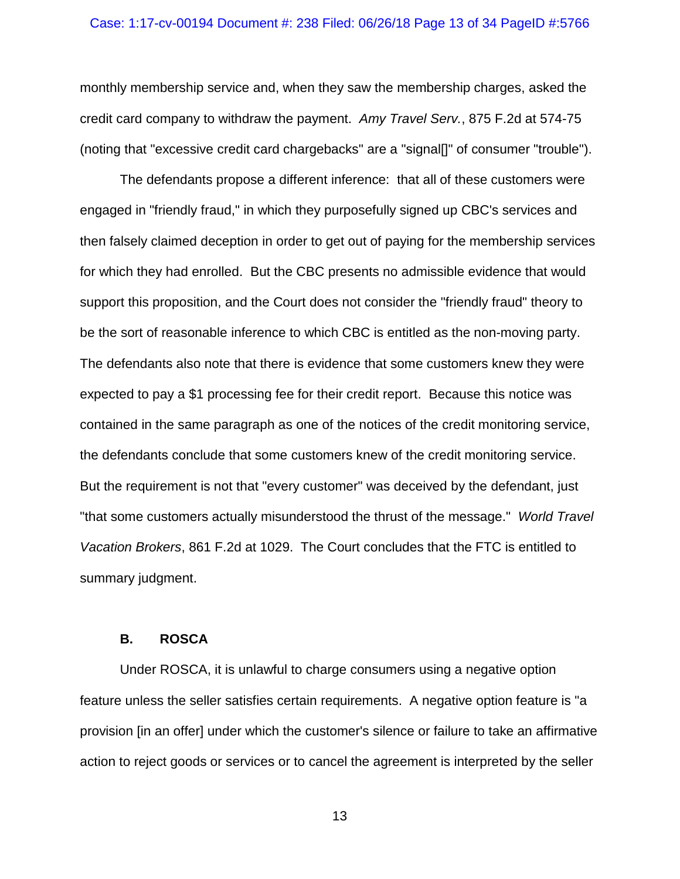monthly membership service and, when they saw the membership charges, asked the credit card company to withdraw the payment. *Amy Travel Serv.*, 875 F.2d at 574-75 (noting that "excessive credit card chargebacks" are a "signal[]" of consumer "trouble").

The defendants propose a different inference: that all of these customers were engaged in "friendly fraud," in which they purposefully signed up CBC's services and then falsely claimed deception in order to get out of paying for the membership services for which they had enrolled. But the CBC presents no admissible evidence that would support this proposition, and the Court does not consider the "friendly fraud" theory to be the sort of reasonable inference to which CBC is entitled as the non-moving party. The defendants also note that there is evidence that some customers knew they were expected to pay a $1 processing fee for their credit report. Because this notice was contained in the same paragraph as one of the notices of the credit monitoring service, the defendants conclude that some customers knew of the credit monitoring service. But the requirement is not that "every customer" was deceived by the defendant, just "that some customers actually misunderstood the thrust of the message." *World Travel Vacation Brokers*, 861 F.2d at 1029. The Court concludes that the FTC is entitled to summary judgment.

### B. ROSCA

Under ROSCA, it is unlawful to charge consumers using a negative option feature unless the seller satisfies certain requirements. A negative option feature is "a provision [in an offer] under which the customer's silence or failure to take an affirmative action to reject goods or services or to cancel the agreement is interpreted by the seller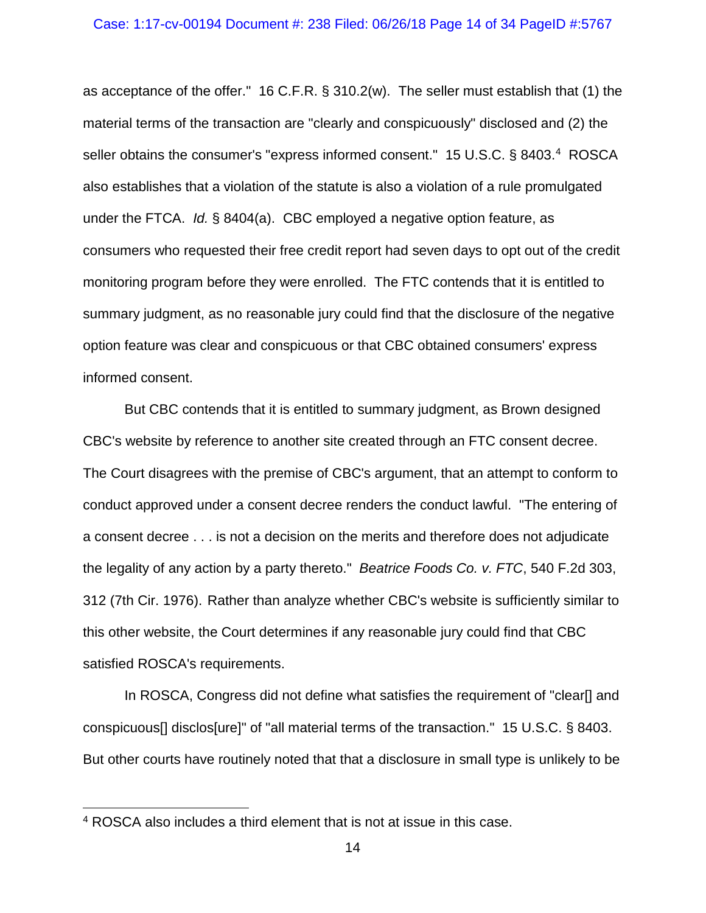as acceptance of the offer." 16 C.F.R. § 310.2(w). The seller must establish that (1) the material terms of the transaction are "clearly and conspicuously" disclosed and (2) the seller obtains the consumer's "express informed consent." 15 U.S.C. § 8403.[4] ROSCA also establishes that a violation of the statute is also a violation of a rule promulgated under the FTCA. *Id.* § 8404(a). CBC employed a negative option feature, as consumers who requested their free credit report had seven days to opt out of the credit monitoring program before they were enrolled. The FTC contends that it is entitled to summary judgment, as no reasonable jury could find that the disclosure of the negative option feature was clear and conspicuous or that CBC obtained consumers' express informed consent.

But CBC contends that it is entitled to summary judgment, as Brown designed CBC's website by reference to another site created through an FTC consent decree. The Court disagrees with the premise of CBC's argument, that an attempt to conform to conduct approved under a consent decree renders the conduct lawful. "The entering of a consent decree . . . is not a decision on the merits and therefore does not adjudicate the legality of any action by a party thereto." *Beatrice Foods Co. v. FTC*, 540 F.2d 303, 312 (7th Cir. 1976). Rather than analyze whether CBC's website is sufficiently similar to this other website, the Court determines if any reasonable jury could find that CBC satisfied ROSCA's requirements.

In ROSCA, Congress did not define what satisfies the requirement of "clear[] and conspicuous[] disclos[ure]" of "all material terms of the transaction." 15 U.S.C. § 8403. But other courts have routinely noted that that a disclosure in small type is unlikely to be

---

[4] ROSCA also includes a third element that is not at issue in this case.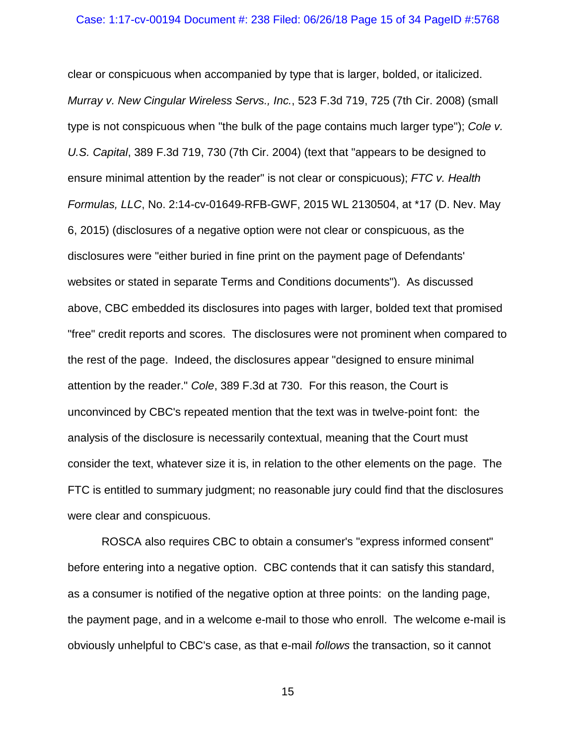clear or conspicuous when accompanied by type that is larger, bolded, or italicized. *Murray v. New Cingular Wireless Servs., Inc.*, 523 F.3d 719, 725 (7th Cir. 2008) (small type is not conspicuous when "the bulk of the page contains much larger type"); *Cole v. U.S. Capital*, 389 F.3d 719, 730 (7th Cir. 2004) (text that "appears to be designed to ensure minimal attention by the reader" is not clear or conspicuous); *FTC v. Health Formulas, LLC*, No. 2:14-cv-01649-RFB-GWF, 2015 WL 2130504, at *17 (D. Nev. May 6, 2015) (disclosures of a negative option were not clear or conspicuous, as the disclosures were "either buried in fine print on the payment page of Defendants' websites or stated in separate Terms and Conditions documents"). As discussed above, CBC embedded its disclosures into pages with larger, bolded text that promised "free" credit reports and scores. The disclosures were not prominent when compared to the rest of the page. Indeed, the disclosures appear "designed to ensure minimal attention by the reader." *Cole*, 389 F.3d at 730. For this reason, the Court is unconvinced by CBC's repeated mention that the text was in twelve-point font: the analysis of the disclosure is necessarily contextual, meaning that the Court must consider the text, whatever size it is, in relation to the other elements on the page. The FTC is entitled to summary judgment; no reasonable jury could find that the disclosures were clear and conspicuous.

ROSCA also requires CBC to obtain a consumer's "express informed consent" before entering into a negative option. CBC contends that it can satisfy this standard, as a consumer is notified of the negative option at three points: on the landing page, the payment page, and in a welcome e-mail to those who enroll. The welcome e-mail is obviously unhelpful to CBC's case, as that e-mail *follows* the transaction, so it cannot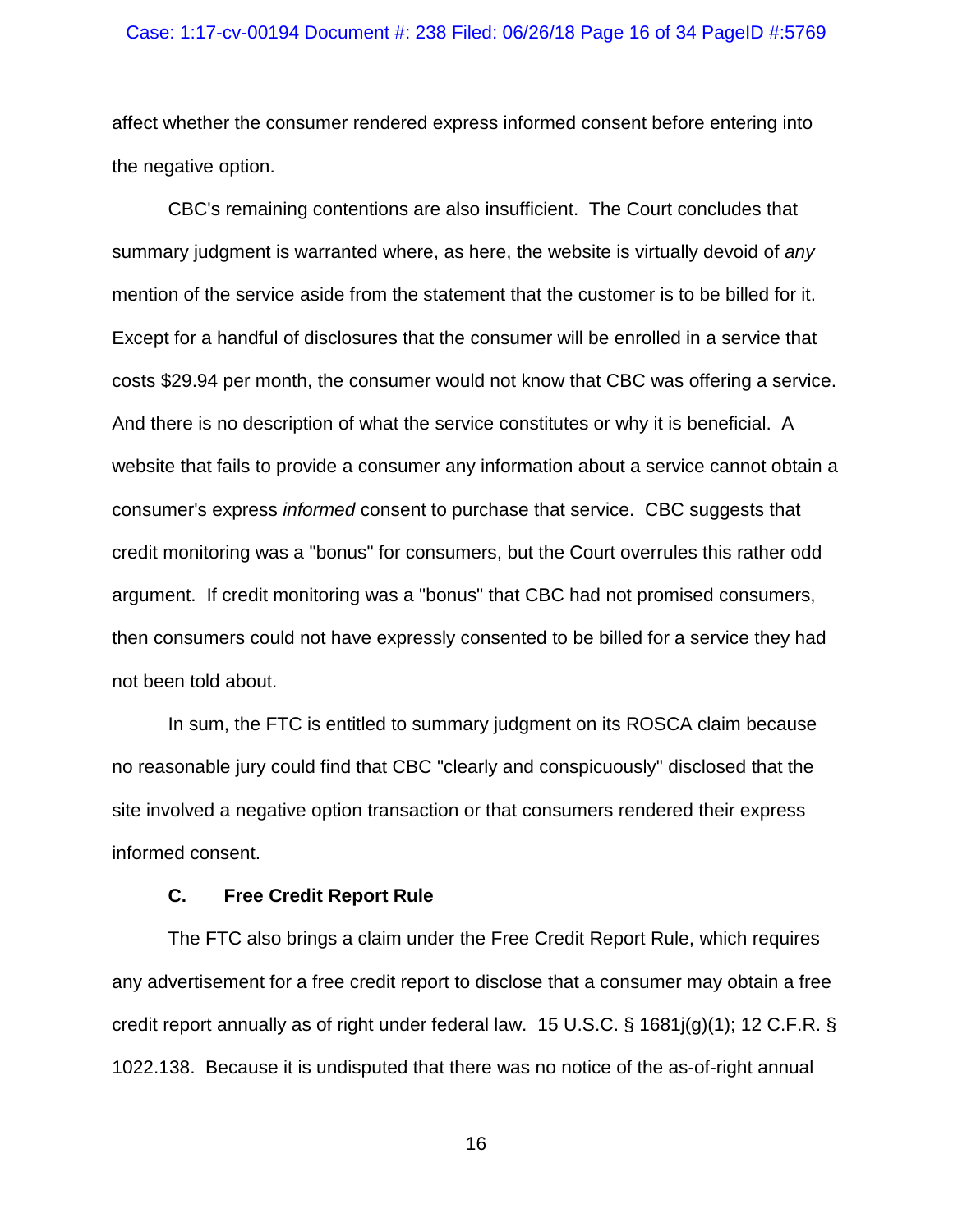affect whether the consumer rendered express informed consent before entering into the negative option.

CBC's remaining contentions are also insufficient. The Court concludes that summary judgment is warranted where, as here, the website is virtually devoid of *any* mention of the service aside from the statement that the customer is to be billed for it. Except for a handful of disclosures that the consumer will be enrolled in a service that costs $29.94 per month, the consumer would not know that CBC was offering a service. And there is no description of what the service constitutes or why it is beneficial. A website that fails to provide a consumer any information about a service cannot obtain a consumer's express *informed* consent to purchase that service. CBC suggests that credit monitoring was a "bonus" for consumers, but the Court overrules this rather odd argument. If credit monitoring was a "bonus" that CBC had not promised consumers, then consumers could not have expressly consented to be billed for a service they had not been told about.

In sum, the FTC is entitled to summary judgment on its ROSCA claim because no reasonable jury could find that CBC "clearly and conspicuously" disclosed that the site involved a negative option transaction or that consumers rendered their express informed consent.

### C. Free Credit Report Rule

The FTC also brings a claim under the Free Credit Report Rule, which requires any advertisement for a free credit report to disclose that a consumer may obtain a free credit report annually as of right under federal law. 15 U.S.C. § 1681j(g)(1); 12 C.F.R. § 1022.138. Because it is undisputed that there was no notice of the as-of-right annual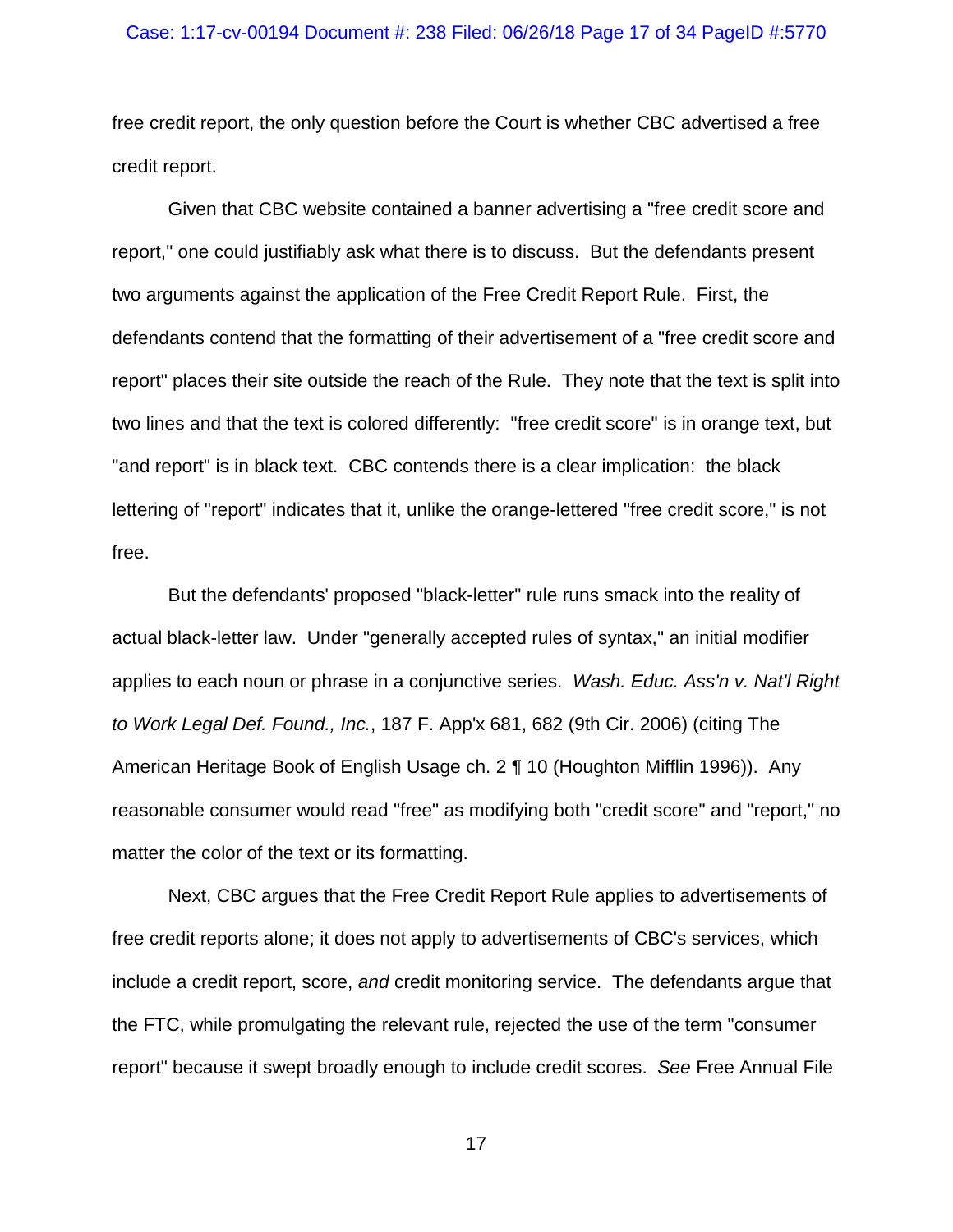free credit report, the only question before the Court is whether CBC advertised a free credit report.

Given that CBC website contained a banner advertising a "free credit score and report," one could justifiably ask what there is to discuss. But the defendants present two arguments against the application of the Free Credit Report Rule. First, the defendants contend that the formatting of their advertisement of a "free credit score and report" places their site outside the reach of the Rule. They note that the text is split into two lines and that the text is colored differently: "free credit score" is in orange text, but "and report" is in black text. CBC contends there is a clear implication: the black lettering of "report" indicates that it, unlike the orange-lettered "free credit score," is not free.

But the defendants' proposed "black-letter" rule runs smack into the reality of actual black-letter law. Under "generally accepted rules of syntax," an initial modifier applies to each noun or phrase in a conjunctive series. *Wash. Educ. Ass'n v. Nat'l Right to Work Legal Def. Found., Inc.*, 187 F. App'x 681, 682 (9th Cir. 2006) (citing The American Heritage Book of English Usage ch. 2 ¶ 10 (Houghton Mifflin 1996)). Any reasonable consumer would read "free" as modifying both "credit score" and "report," no matter the color of the text or its formatting.

Next, CBC argues that the Free Credit Report Rule applies to advertisements of free credit reports alone; it does not apply to advertisements of CBC's services, which include a credit report, score, *and* credit monitoring service. The defendants argue that the FTC, while promulgating the relevant rule, rejected the use of the term "consumer report" because it swept broadly enough to include credit scores. *See* Free Annual File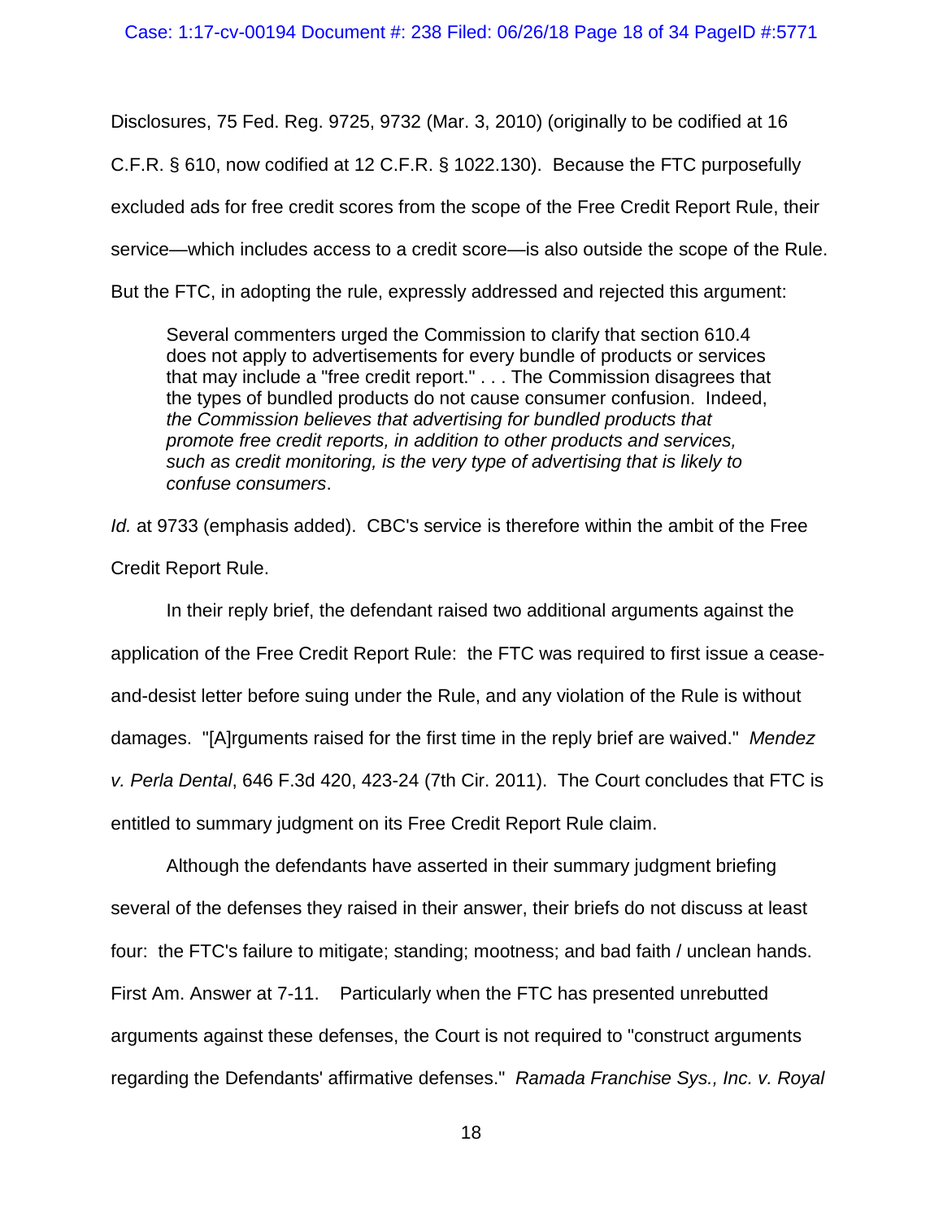Disclosures, 75 Fed. Reg. 9725, 9732 (Mar. 3, 2010) (originally to be codified at 16 C.F.R. § 610, now codified at 12 C.F.R. § 1022.130). Because the FTC purposefully excluded ads for free credit scores from the scope of the Free Credit Report Rule, their service—which includes access to a credit score—is also outside the scope of the Rule. But the FTC, in adopting the rule, expressly addressed and rejected this argument:

> Several commenters urged the Commission to clarify that section 610.4 does not apply to advertisements for every bundle of products or services that may include a "free credit report." . . . The Commission disagrees that the types of bundled products do not cause consumer confusion. Indeed, *the Commission believes that advertising for bundled products that promote free credit reports, in addition to other products and services, such as credit monitoring, is the very type of advertising that is likely to confuse consumers*.

*Id.* at 9733 (emphasis added). CBC's service is therefore within the ambit of the Free Credit Report Rule.

In their reply brief, the defendant raised two additional arguments against the application of the Free Credit Report Rule: the FTC was required to first issue a cease-and-desist letter before suing under the Rule, and any violation of the Rule is without damages. "[A]rguments raised for the first time in the reply brief are waived." *Mendez v. Perla Dental*, 646 F.3d 420, 423-24 (7th Cir. 2011). The Court concludes that FTC is entitled to summary judgment on its Free Credit Report Rule claim.

Although the defendants have asserted in their summary judgment briefing several of the defenses they raised in their answer, their briefs do not discuss at least four: the FTC's failure to mitigate; standing; mootness; and bad faith / unclean hands. First Am. Answer at 7-11. Particularly when the FTC has presented unrebutted arguments against these defenses, the Court is not required to "construct arguments regarding the Defendants' affirmative defenses." *Ramada Franchise Sys., Inc. v. Royal*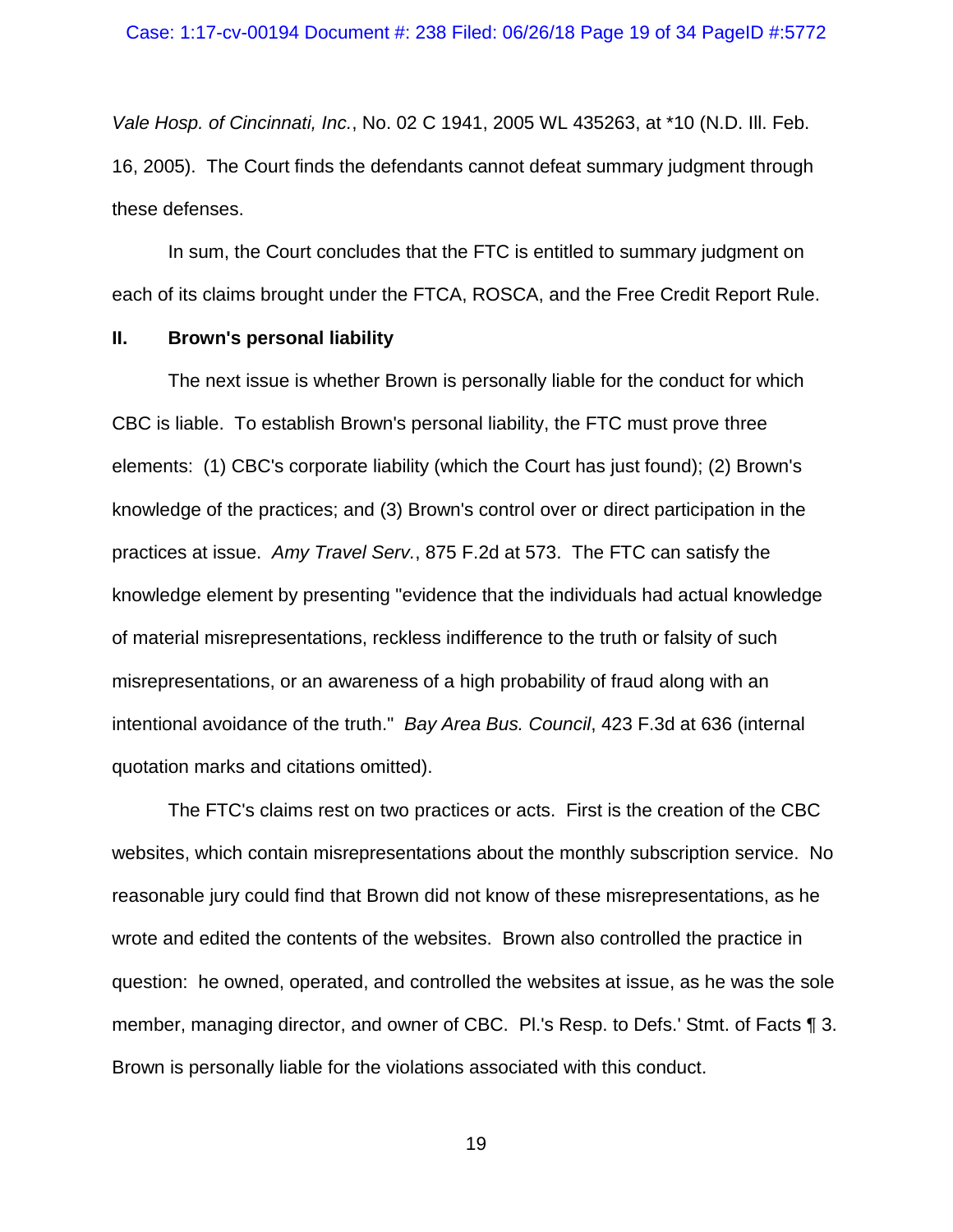*Vale Hosp. of Cincinnati, Inc.*, No. 02 C 1941, 2005 WL 435263, at *10 (N.D. Ill. Feb. 16, 2005). The Court finds the defendants cannot defeat summary judgment through these defenses.

In sum, the Court concludes that the FTC is entitled to summary judgment on each of its claims brought under the FTCA, ROSCA, and the Free Credit Report Rule.

**II. Brown's personal liability**

The next issue is whether Brown is personally liable for the conduct for which CBC is liable. To establish Brown's personal liability, the FTC must prove three elements: (1) CBC's corporate liability (which the Court has just found); (2) Brown's knowledge of the practices; and (3) Brown's control over or direct participation in the practices at issue. *Amy Travel Serv.*, 875 F.2d at 573. The FTC can satisfy the knowledge element by presenting "evidence that the individuals had actual knowledge of material misrepresentations, reckless indifference to the truth or falsity of such misrepresentations, or an awareness of a high probability of fraud along with an intentional avoidance of the truth." *Bay Area Bus. Council*, 423 F.3d at 636 (internal quotation marks and citations omitted).

The FTC's claims rest on two practices or acts. First is the creation of the CBC websites, which contain misrepresentations about the monthly subscription service. No reasonable jury could find that Brown did not know of these misrepresentations, as he wrote and edited the contents of the websites. Brown also controlled the practice in question: he owned, operated, and controlled the websites at issue, as he was the sole member, managing director, and owner of CBC. Pl.'s Resp. to Defs.' Stmt. of Facts ¶ 3. Brown is personally liable for the violations associated with this conduct.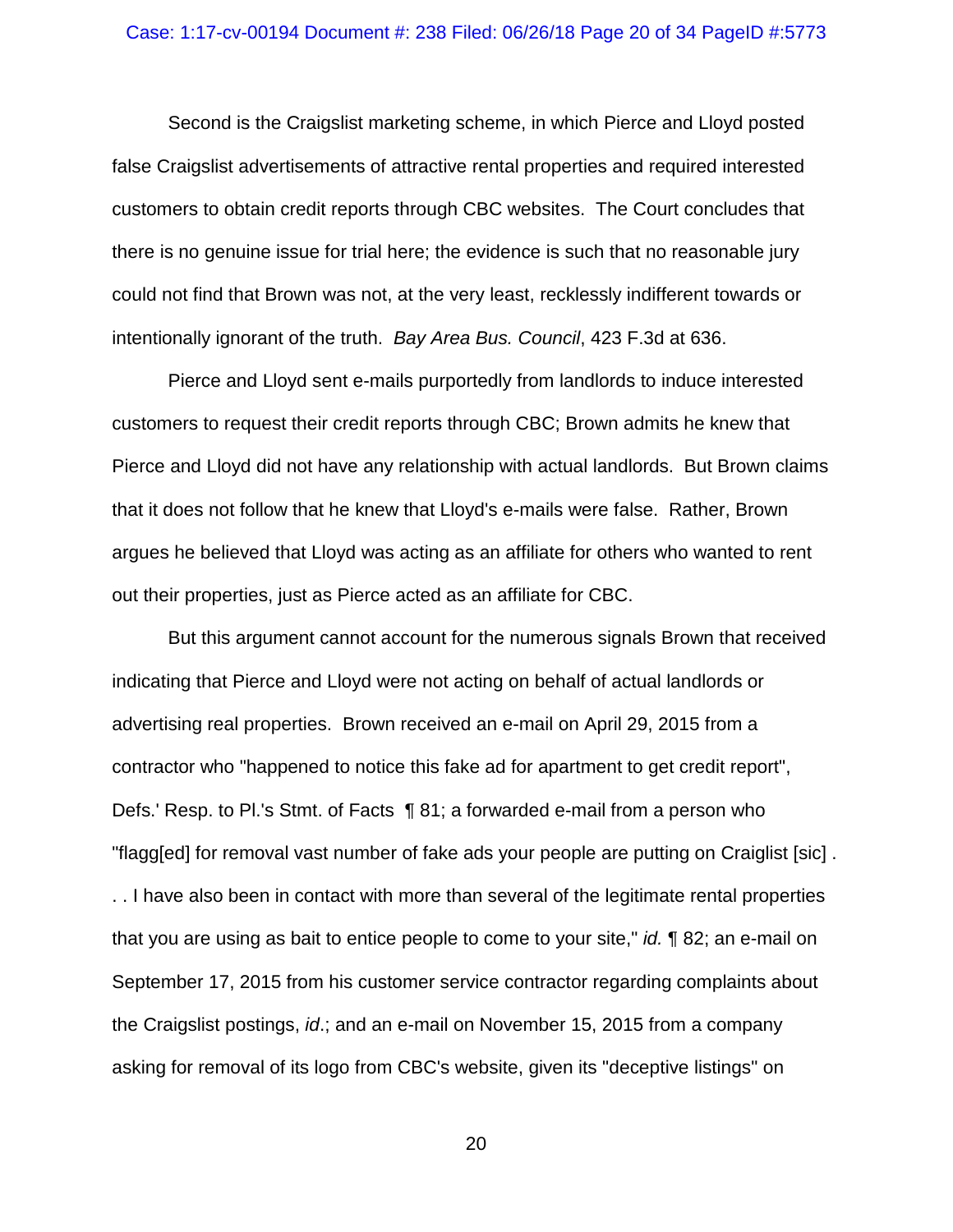Second is the Craigslist marketing scheme, in which Pierce and Lloyd posted false Craigslist advertisements of attractive rental properties and required interested customers to obtain credit reports through CBC websites. The Court concludes that there is no genuine issue for trial here; the evidence is such that no reasonable jury could not find that Brown was not, at the very least, recklessly indifferent towards or intentionally ignorant of the truth. *Bay Area Bus. Council*, 423 F.3d at 636.

Pierce and Lloyd sent e-mails purportedly from landlords to induce interested customers to request their credit reports through CBC; Brown admits he knew that Pierce and Lloyd did not have any relationship with actual landlords. But Brown claims that it does not follow that he knew that Lloyd's e-mails were false. Rather, Brown argues he believed that Lloyd was acting as an affiliate for others who wanted to rent out their properties, just as Pierce acted as an affiliate for CBC.

But this argument cannot account for the numerous signals Brown that received indicating that Pierce and Lloyd were not acting on behalf of actual landlords or advertising real properties. Brown received an e-mail on April 29, 2015 from a contractor who "happened to notice this fake ad for apartment to get credit report", Defs.' Resp. to Pl.'s Stmt. of Facts ¶ 81; a forwarded e-mail from a person who "flagg[ed] for removal vast number of fake ads your people are putting on Craiglist [sic] . . . I have also been in contact with more than several of the legitimate rental properties that you are using as bait to entice people to come to your site," *id.* ¶ 82; an e-mail on September 17, 2015 from his customer service contractor regarding complaints about the Craigslist postings, *id*.; and an e-mail on November 15, 2015 from a company asking for removal of its logo from CBC's website, given its "deceptive listings" on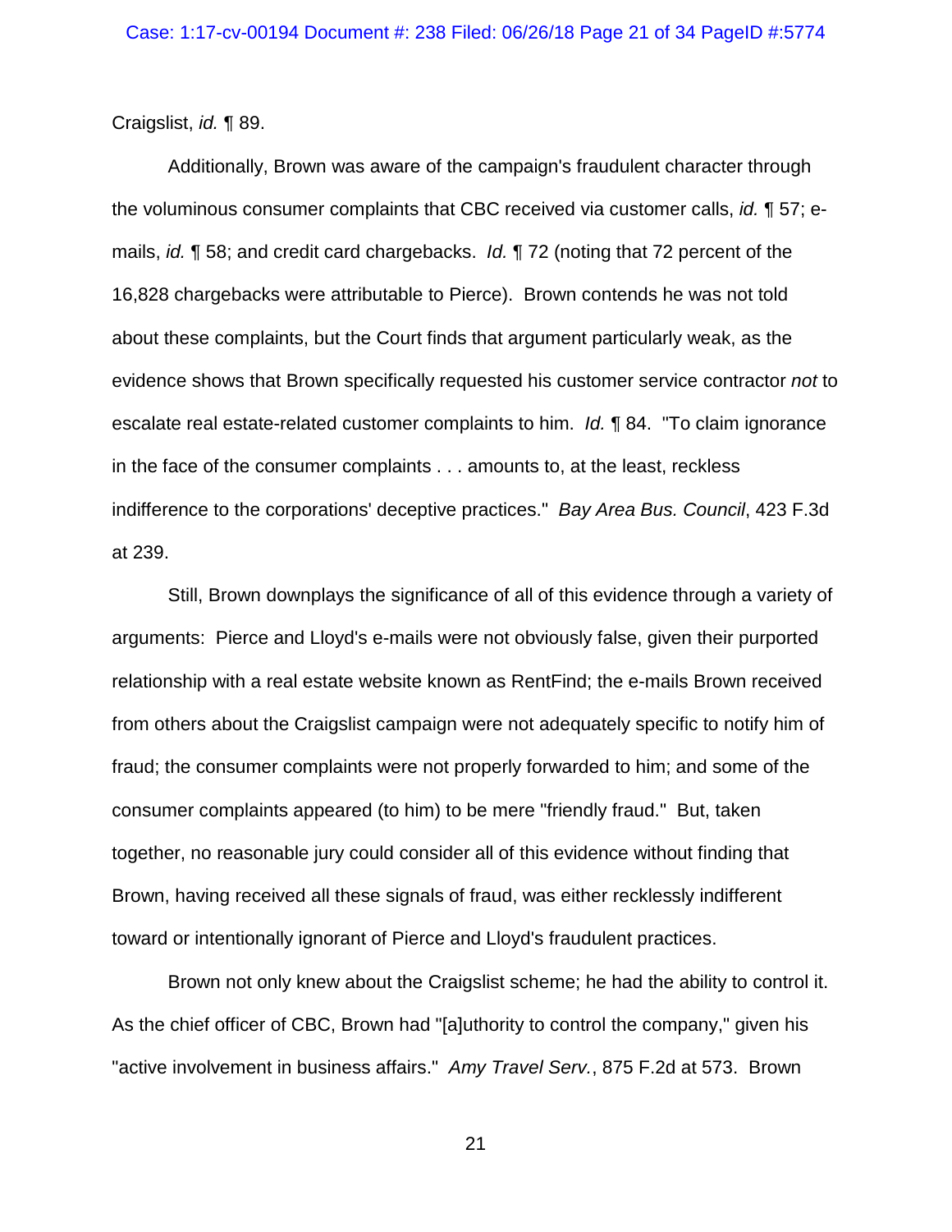Craigslist, *id.* ¶ 89.

Additionally, Brown was aware of the campaign's fraudulent character through the voluminous consumer complaints that CBC received via customer calls, *id.* ¶ 57; e-mails, *id.* ¶ 58; and credit card chargebacks. *Id.* ¶ 72 (noting that 72 percent of the 16,828 chargebacks were attributable to Pierce). Brown contends he was not told about these complaints, but the Court finds that argument particularly weak, as the evidence shows that Brown specifically requested his customer service contractor *not* to escalate real estate-related customer complaints to him. *Id.* ¶ 84. "To claim ignorance in the face of the consumer complaints . . . amounts to, at the least, reckless indifference to the corporations' deceptive practices." *Bay Area Bus. Council*, 423 F.3d at 239.

Still, Brown downplays the significance of all of this evidence through a variety of arguments: Pierce and Lloyd's e-mails were not obviously false, given their purported relationship with a real estate website known as RentFind; the e-mails Brown received from others about the Craigslist campaign were not adequately specific to notify him of fraud; the consumer complaints were not properly forwarded to him; and some of the consumer complaints appeared (to him) to be mere "friendly fraud." But, taken together, no reasonable jury could consider all of this evidence without finding that Brown, having received all these signals of fraud, was either recklessly indifferent toward or intentionally ignorant of Pierce and Lloyd's fraudulent practices.

Brown not only knew about the Craigslist scheme; he had the ability to control it. As the chief officer of CBC, Brown had "[a]uthority to control the company," given his "active involvement in business affairs." *Amy Travel Serv.*, 875 F.2d at 573. Brown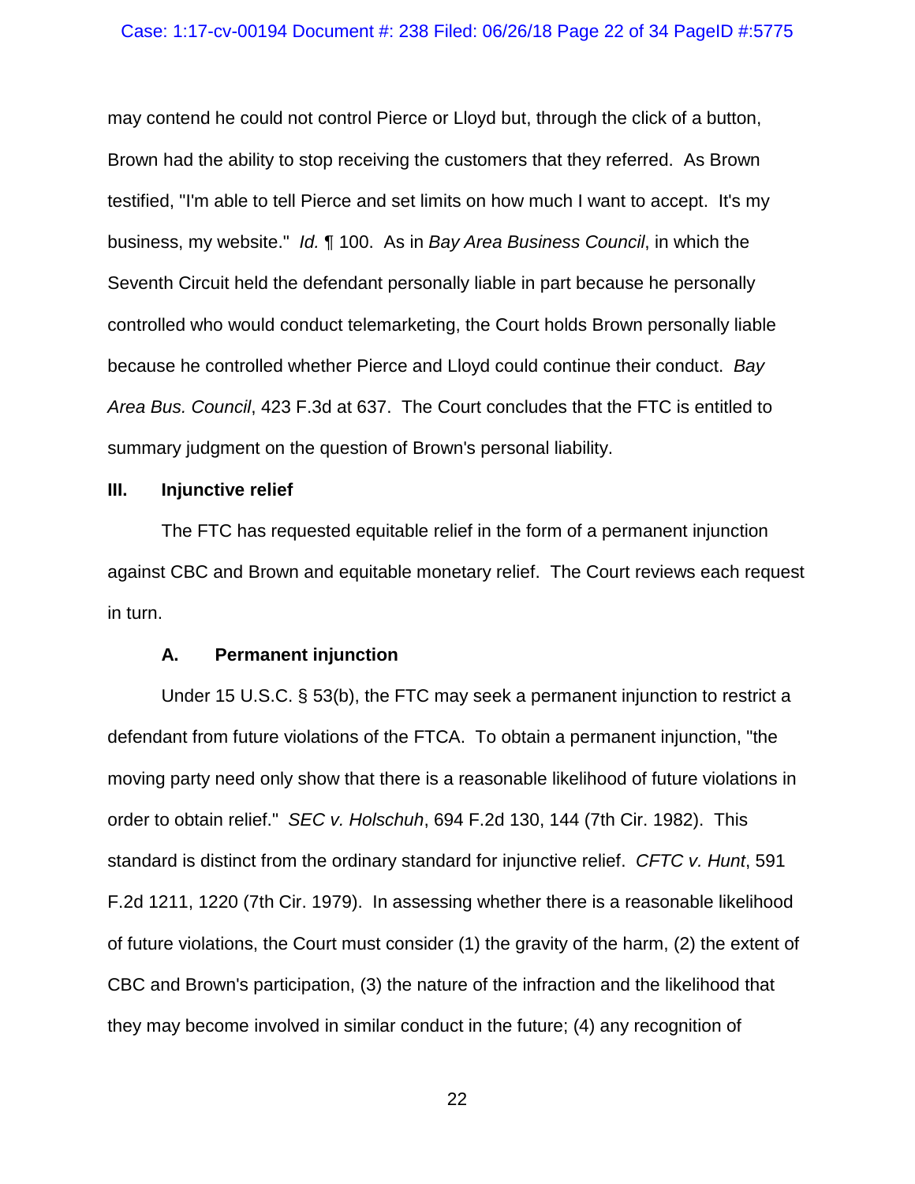may contend he could not control Pierce or Lloyd but, through the click of a button, Brown had the ability to stop receiving the customers that they referred. As Brown testified, "I'm able to tell Pierce and set limits on how much I want to accept. It's my business, my website." *Id.* ¶ 100. As in *Bay Area Business Council*, in which the Seventh Circuit held the defendant personally liable in part because he personally controlled who would conduct telemarketing, the Court holds Brown personally liable because he controlled whether Pierce and Lloyd could continue their conduct. *Bay Area Bus. Council*, 423 F.3d at 637. The Court concludes that the FTC is entitled to summary judgment on the question of Brown's personal liability.

## III. Injunctive relief

The FTC has requested equitable relief in the form of a permanent injunction against CBC and Brown and equitable monetary relief. The Court reviews each request in turn.

### A. Permanent injunction

Under 15 U.S.C. § 53(b), the FTC may seek a permanent injunction to restrict a defendant from future violations of the FTCA. To obtain a permanent injunction, "the moving party need only show that there is a reasonable likelihood of future violations in order to obtain relief." *SEC v. Holschuh*, 694 F.2d 130, 144 (7th Cir. 1982). This standard is distinct from the ordinary standard for injunctive relief. *CFTC v. Hunt*, 591 F.2d 1211, 1220 (7th Cir. 1979). In assessing whether there is a reasonable likelihood of future violations, the Court must consider (1) the gravity of the harm, (2) the extent of CBC and Brown's participation, (3) the nature of the infraction and the likelihood that they may become involved in similar conduct in the future; (4) any recognition of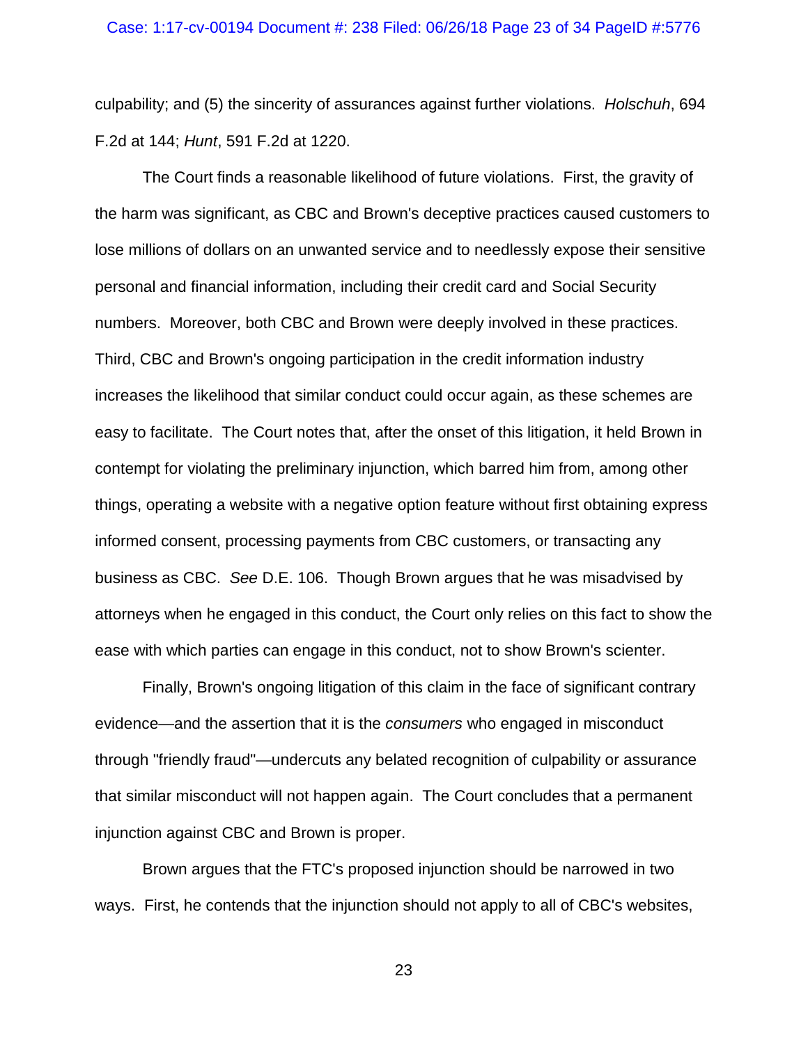culpability; and (5) the sincerity of assurances against further violations. *Holschuh*, 694 F.2d at 144; *Hunt*, 591 F.2d at 1220.

The Court finds a reasonable likelihood of future violations. First, the gravity of the harm was significant, as CBC and Brown's deceptive practices caused customers to lose millions of dollars on an unwanted service and to needlessly expose their sensitive personal and financial information, including their credit card and Social Security numbers. Moreover, both CBC and Brown were deeply involved in these practices. Third, CBC and Brown's ongoing participation in the credit information industry increases the likelihood that similar conduct could occur again, as these schemes are easy to facilitate. The Court notes that, after the onset of this litigation, it held Brown in contempt for violating the preliminary injunction, which barred him from, among other things, operating a website with a negative option feature without first obtaining express informed consent, processing payments from CBC customers, or transacting any business as CBC. *See* D.E. 106. Though Brown argues that he was misadvised by attorneys when he engaged in this conduct, the Court only relies on this fact to show the ease with which parties can engage in this conduct, not to show Brown's scienter.

Finally, Brown's ongoing litigation of this claim in the face of significant contrary evidence—and the assertion that it is the *consumers* who engaged in misconduct through "friendly fraud"—undercuts any belated recognition of culpability or assurance that similar misconduct will not happen again. The Court concludes that a permanent injunction against CBC and Brown is proper.

Brown argues that the FTC's proposed injunction should be narrowed in two ways. First, he contends that the injunction should not apply to all of CBC's websites,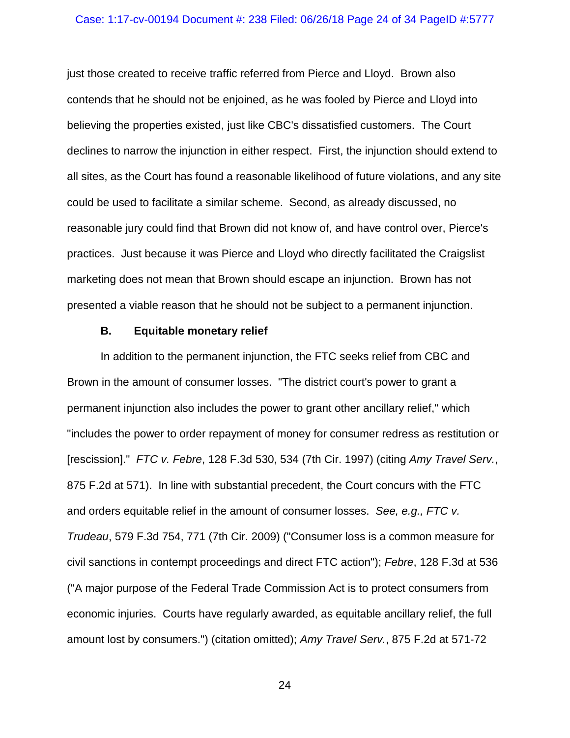just those created to receive traffic referred from Pierce and Lloyd. Brown also contends that he should not be enjoined, as he was fooled by Pierce and Lloyd into believing the properties existed, just like CBC's dissatisfied customers. The Court declines to narrow the injunction in either respect. First, the injunction should extend to all sites, as the Court has found a reasonable likelihood of future violations, and any site could be used to facilitate a similar scheme. Second, as already discussed, no reasonable jury could find that Brown did not know of, and have control over, Pierce's practices. Just because it was Pierce and Lloyd who directly facilitated the Craigslist marketing does not mean that Brown should escape an injunction. Brown has not presented a viable reason that he should not be subject to a permanent injunction.

### B. Equitable monetary relief

In addition to the permanent injunction, the FTC seeks relief from CBC and Brown in the amount of consumer losses. "The district court's power to grant a permanent injunction also includes the power to grant other ancillary relief," which "includes the power to order repayment of money for consumer redress as restitution or [rescission]." *FTC v. Febre*, 128 F.3d 530, 534 (7th Cir. 1997) (citing *Amy Travel Serv.*, 875 F.2d at 571). In line with substantial precedent, the Court concurs with the FTC and orders equitable relief in the amount of consumer losses. *See, e.g., FTC v. Trudeau*, 579 F.3d 754, 771 (7th Cir. 2009) ("Consumer loss is a common measure for civil sanctions in contempt proceedings and direct FTC action"); *Febre*, 128 F.3d at 536 ("A major purpose of the Federal Trade Commission Act is to protect consumers from economic injuries. Courts have regularly awarded, as equitable ancillary relief, the full amount lost by consumers.") (citation omitted); *Amy Travel Serv.*, 875 F.2d at 571-72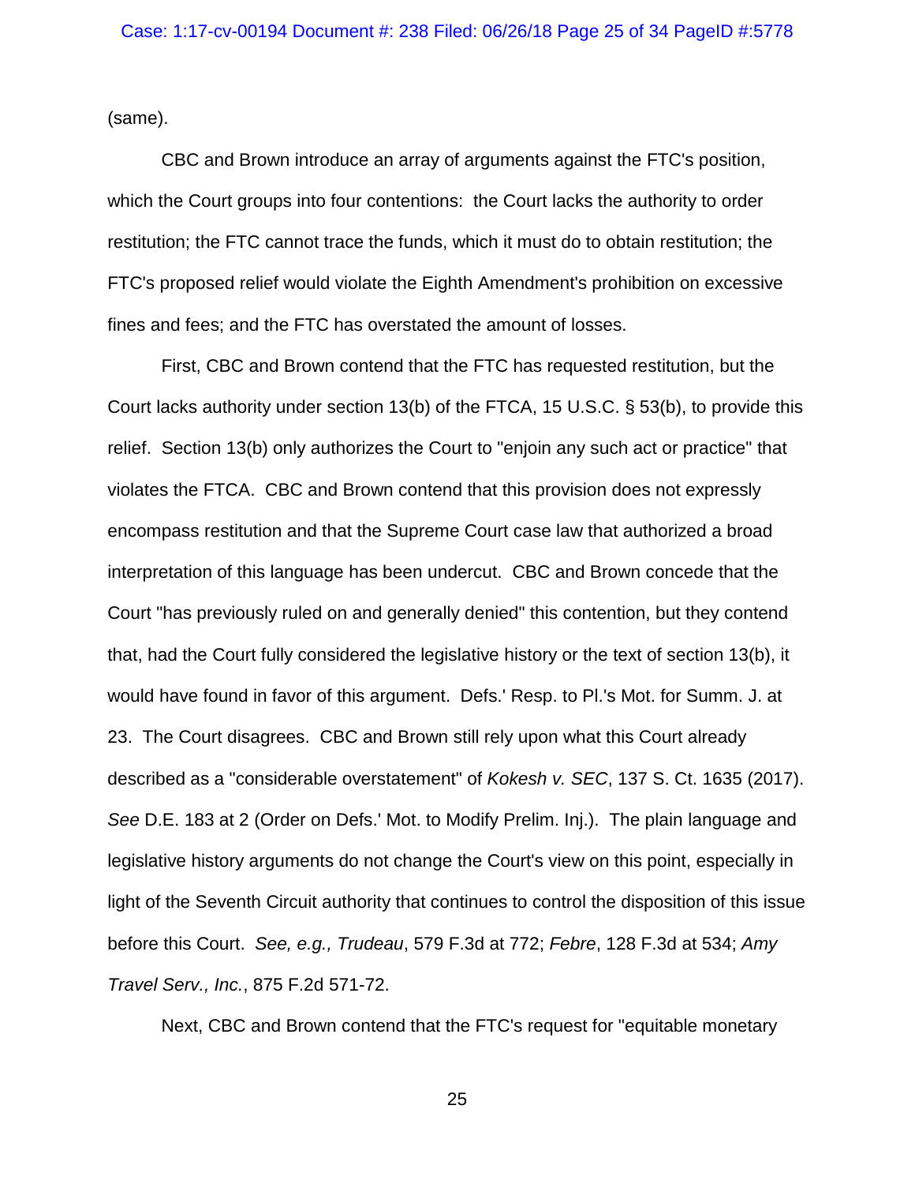(same).

CBC and Brown introduce an array of arguments against the FTC's position, which the Court groups into four contentions: the Court lacks the authority to order restitution; the FTC cannot trace the funds, which it must do to obtain restitution; the FTC's proposed relief would violate the Eighth Amendment's prohibition on excessive fines and fees; and the FTC has overstated the amount of losses.

First, CBC and Brown contend that the FTC has requested restitution, but the Court lacks authority under section 13(b) of the FTCA, 15 U.S.C. § 53(b), to provide this relief. Section 13(b) only authorizes the Court to "enjoin any such act or practice" that violates the FTCA. CBC and Brown contend that this provision does not expressly encompass restitution and that the Supreme Court case law that authorized a broad interpretation of this language has been undercut. CBC and Brown concede that the Court "has previously ruled on and generally denied" this contention, but they contend that, had the Court fully considered the legislative history or the text of section 13(b), it would have found in favor of this argument. Defs.' Resp. to Pl.'s Mot. for Summ. J. at 23. The Court disagrees. CBC and Brown still rely upon what this Court already described as a "considerable overstatement" of *Kokesh v. SEC*, 137 S. Ct. 1635 (2017). *See* D.E. 183 at 2 (Order on Defs.' Mot. to Modify Prelim. Inj.). The plain language and legislative history arguments do not change the Court's view on this point, especially in light of the Seventh Circuit authority that continues to control the disposition of this issue before this Court. *See, e.g., Trudeau*, 579 F.3d at 772; *Febre*, 128 F.3d at 534; *Amy Travel Serv., Inc.*, 875 F.2d 571-72.

Next, CBC and Brown contend that the FTC's request for "equitable monetary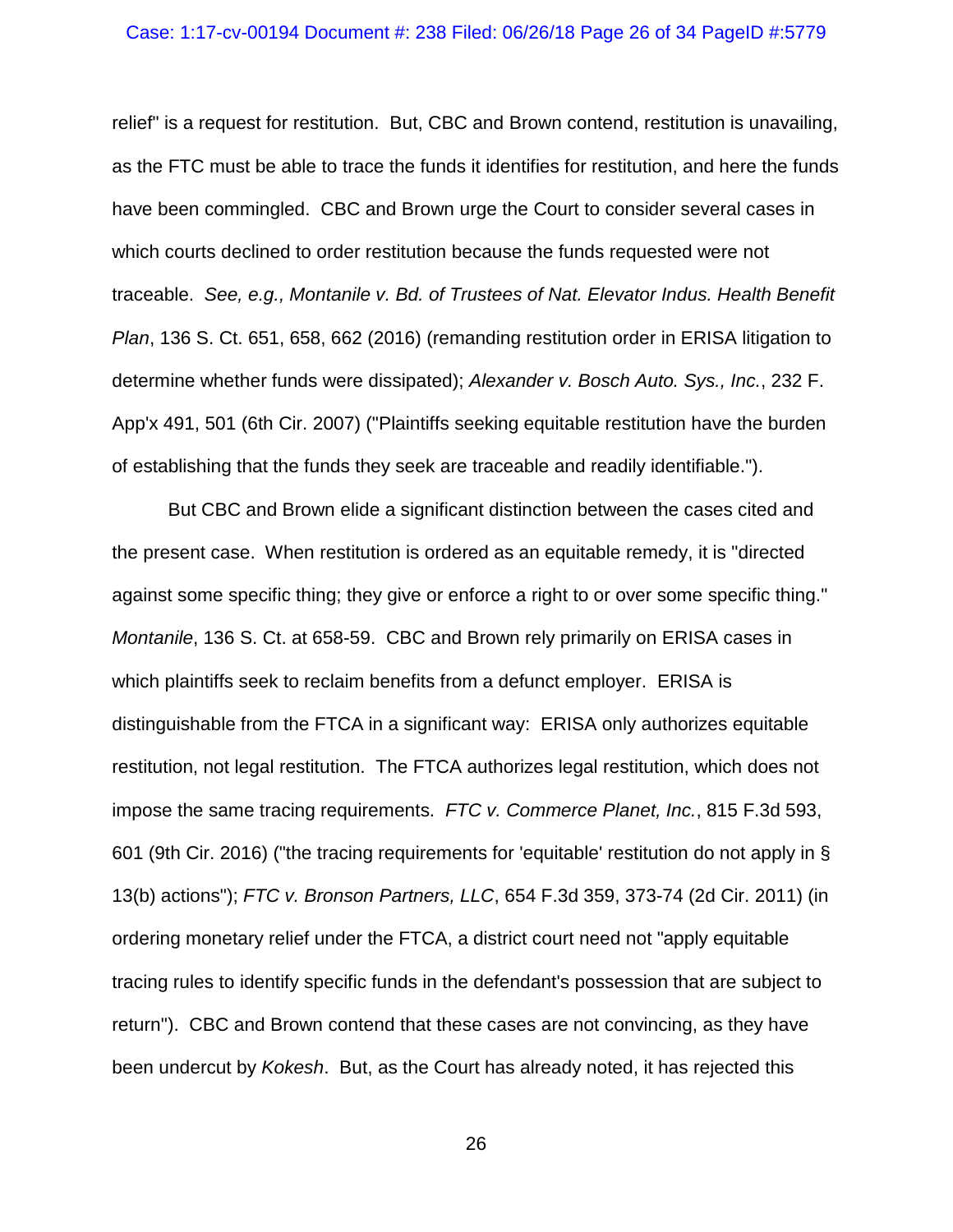relief" is a request for restitution. But, CBC and Brown contend, restitution is unavailing, as the FTC must be able to trace the funds it identifies for restitution, and here the funds have been commingled. CBC and Brown urge the Court to consider several cases in which courts declined to order restitution because the funds requested were not traceable. *See, e.g., Montanile v. Bd. of Trustees of Nat. Elevator Indus. Health Benefit Plan*, 136 S. Ct. 651, 658, 662 (2016) (remanding restitution order in ERISA litigation to determine whether funds were dissipated); *Alexander v. Bosch Auto. Sys., Inc.*, 232 F. App'x 491, 501 (6th Cir. 2007) ("Plaintiffs seeking equitable restitution have the burden of establishing that the funds they seek are traceable and readily identifiable.").

But CBC and Brown elide a significant distinction between the cases cited and the present case. When restitution is ordered as an equitable remedy, it is "directed against some specific thing; they give or enforce a right to or over some specific thing." *Montanile*, 136 S. Ct. at 658-59. CBC and Brown rely primarily on ERISA cases in which plaintiffs seek to reclaim benefits from a defunct employer. ERISA is distinguishable from the FTCA in a significant way: ERISA only authorizes equitable restitution, not legal restitution. The FTCA authorizes legal restitution, which does not impose the same tracing requirements. *FTC v. Commerce Planet, Inc.*, 815 F.3d 593, 601 (9th Cir. 2016) ("the tracing requirements for 'equitable' restitution do not apply in § 13(b) actions"); *FTC v. Bronson Partners, LLC*, 654 F.3d 359, 373-74 (2d Cir. 2011) (in ordering monetary relief under the FTCA, a district court need not "apply equitable tracing rules to identify specific funds in the defendant's possession that are subject to return"). CBC and Brown contend that these cases are not convincing, as they have been undercut by *Kokesh*. But, as the Court has already noted, it has rejected this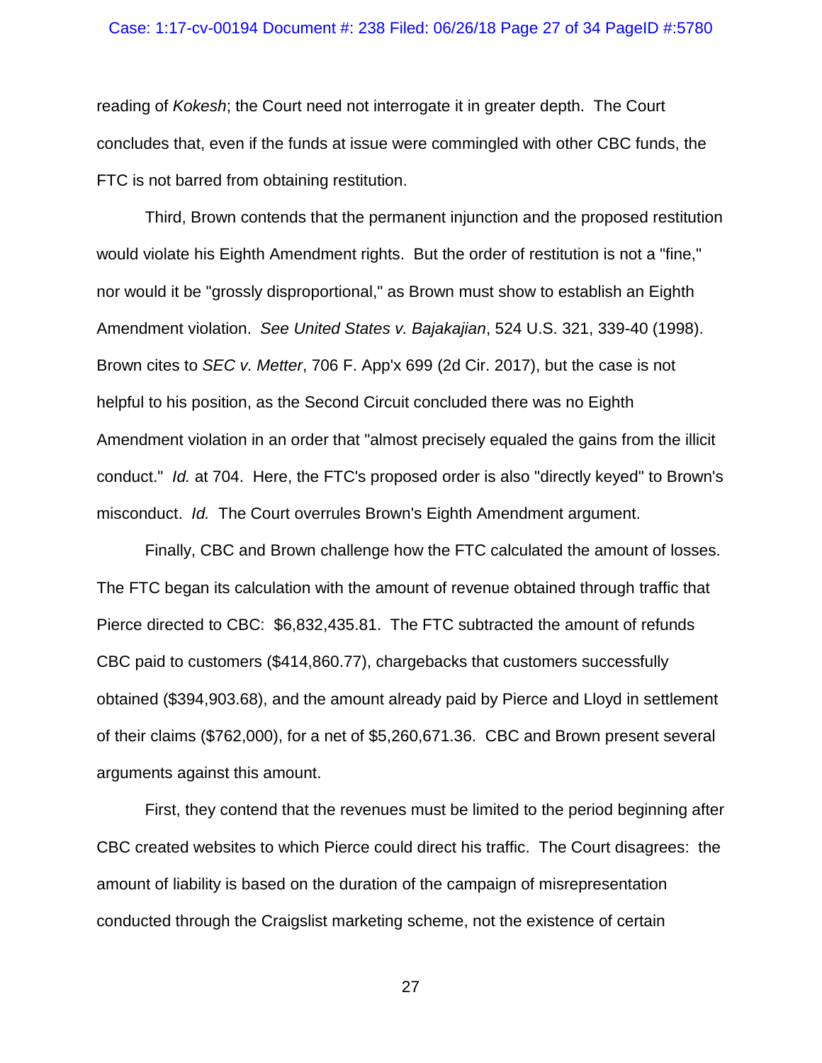reading of *Kokesh*; the Court need not interrogate it in greater depth. The Court concludes that, even if the funds at issue were commingled with other CBC funds, the FTC is not barred from obtaining restitution.

Third, Brown contends that the permanent injunction and the proposed restitution would violate his Eighth Amendment rights. But the order of restitution is not a "fine," nor would it be "grossly disproportional," as Brown must show to establish an Eighth Amendment violation. *See United States v. Bajakajian*, 524 U.S. 321, 339-40 (1998). Brown cites to *SEC v. Metter*, 706 F. App'x 699 (2d Cir. 2017), but the case is not helpful to his position, as the Second Circuit concluded there was no Eighth Amendment violation in an order that "almost precisely equaled the gains from the illicit conduct." *Id.* at 704. Here, the FTC's proposed order is also "directly keyed" to Brown's misconduct. *Id.* The Court overrules Brown's Eighth Amendment argument.

Finally, CBC and Brown challenge how the FTC calculated the amount of losses. The FTC began its calculation with the amount of revenue obtained through traffic that Pierce directed to CBC: $6,832,435.81. The FTC subtracted the amount of refunds CBC paid to customers ($414,860.77), chargebacks that customers successfully obtained ($394,903.68), and the amount already paid by Pierce and Lloyd in settlement of their claims ($762,000), for a net of $5,260,671.36. CBC and Brown present several arguments against this amount.

First, they contend that the revenues must be limited to the period beginning after CBC created websites to which Pierce could direct his traffic. The Court disagrees: the amount of liability is based on the duration of the campaign of misrepresentation conducted through the Craigslist marketing scheme, not the existence of certain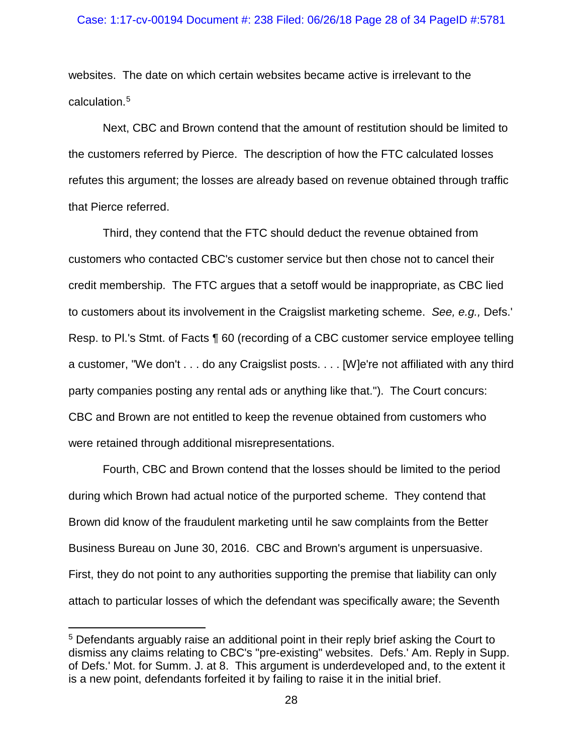websites. The date on which certain websites became active is irrelevant to the calculation.[5]

Next, CBC and Brown contend that the amount of restitution should be limited to the customers referred by Pierce. The description of how the FTC calculated losses refutes this argument; the losses are already based on revenue obtained through traffic that Pierce referred.

Third, they contend that the FTC should deduct the revenue obtained from customers who contacted CBC's customer service but then chose not to cancel their credit membership. The FTC argues that a setoff would be inappropriate, as CBC lied to customers about its involvement in the Craigslist marketing scheme. *See, e.g.,* Defs.' Resp. to Pl.'s Stmt. of Facts ¶ 60 (recording of a CBC customer service employee telling a customer, "We don't . . . do any Craigslist posts. . . . [W]e're not affiliated with any third party companies posting any rental ads or anything like that."). The Court concurs: CBC and Brown are not entitled to keep the revenue obtained from customers who were retained through additional misrepresentations.

Fourth, CBC and Brown contend that the losses should be limited to the period during which Brown had actual notice of the purported scheme. They contend that Brown did know of the fraudulent marketing until he saw complaints from the Better Business Bureau on June 30, 2016. CBC and Brown's argument is unpersuasive. First, they do not point to any authorities supporting the premise that liability can only attach to particular losses of which the defendant was specifically aware; the Seventh

---

[5] Defendants arguably raise an additional point in their reply brief asking the Court to dismiss any claims relating to CBC's "pre-existing" websites. Defs.' Am. Reply in Supp. of Defs.' Mot. for Summ. J. at 8. This argument is underdeveloped and, to the extent it is a new point, defendants forfeited it by failing to raise it in the initial brief.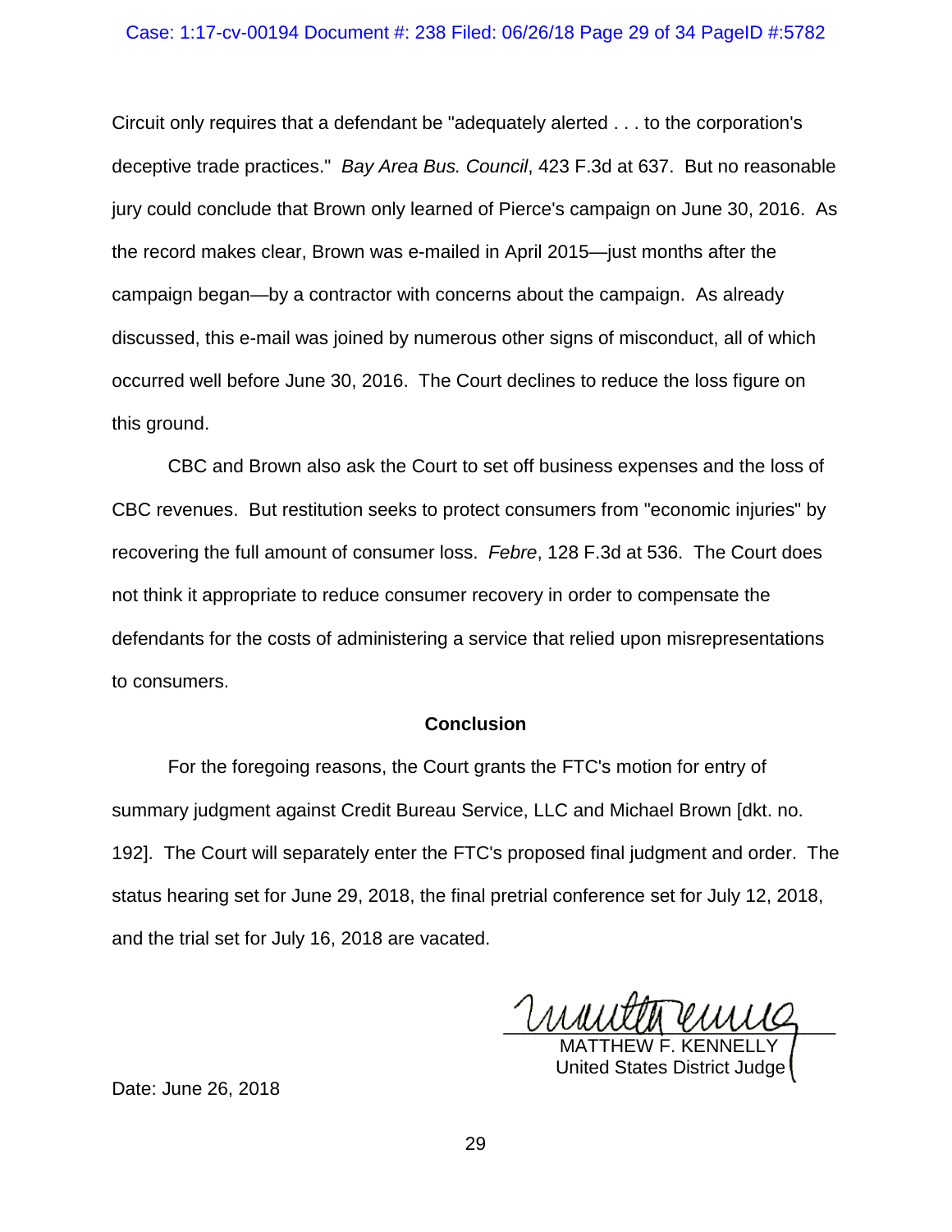Circuit only requires that a defendant be "adequately alerted . . . to the corporation's deceptive trade practices." *Bay Area Bus. Council*, 423 F.3d at 637. But no reasonable jury could conclude that Brown only learned of Pierce's campaign on June 30, 2016. As the record makes clear, Brown was e-mailed in April 2015—just months after the campaign began—by a contractor with concerns about the campaign. As already discussed, this e-mail was joined by numerous other signs of misconduct, all of which occurred well before June 30, 2016. The Court declines to reduce the loss figure on this ground.

CBC and Brown also ask the Court to set off business expenses and the loss of CBC revenues. But restitution seeks to protect consumers from "economic injuries" by recovering the full amount of consumer loss. *Febre*, 128 F.3d at 536. The Court does not think it appropriate to reduce consumer recovery in order to compensate the defendants for the costs of administering a service that relied upon misrepresentations to consumers.

**Conclusion**

For the foregoing reasons, the Court grants the FTC's motion for entry of summary judgment against Credit Bureau Service, LLC and Michael Brown [dkt. no. 192]. The Court will separately enter the FTC's proposed final judgment and order. The status hearing set for June 29, 2018, the final pretrial conference set for July 12, 2018, and the trial set for July 16, 2018 are vacated.

MATTHEW F. KENNELLY
United States District Judge

Date: June 26, 2018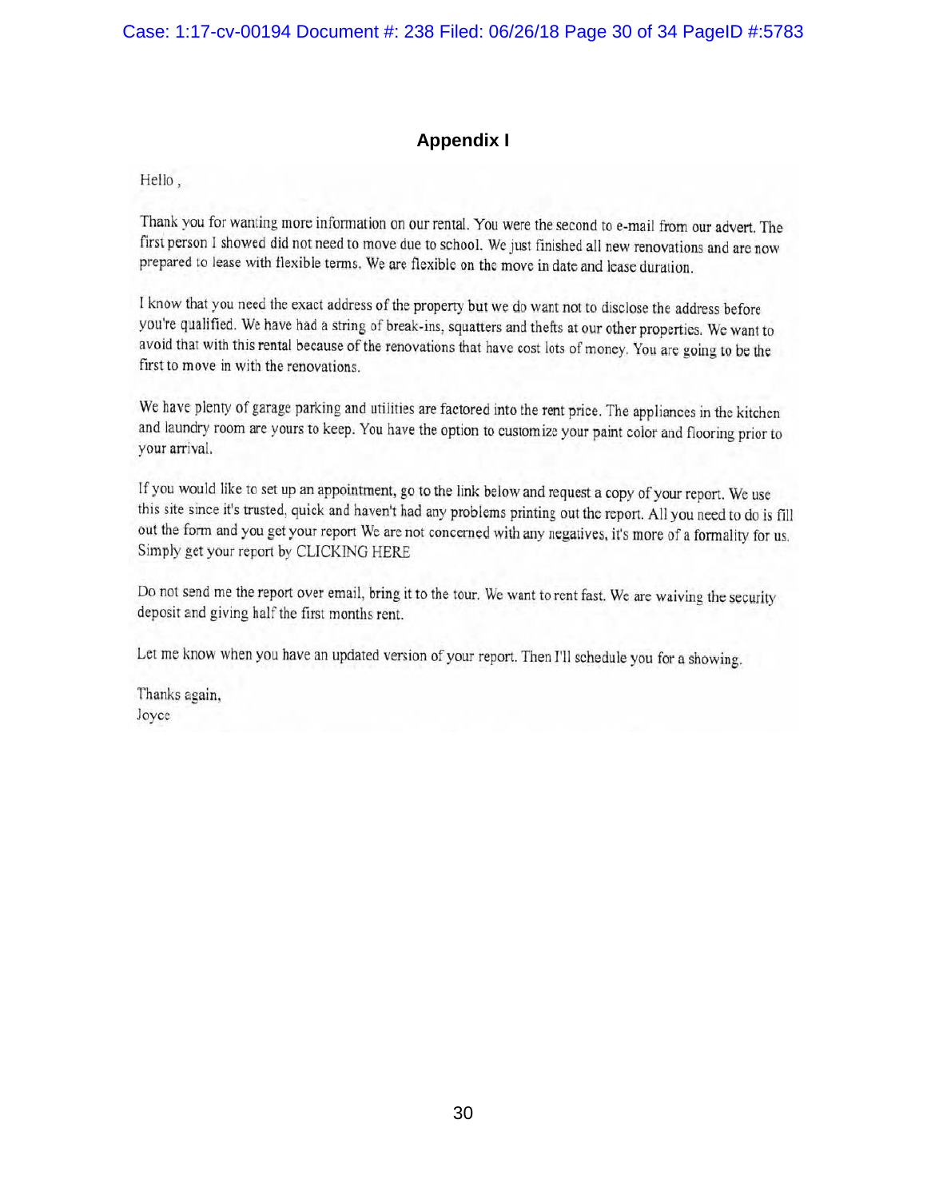## Appendix I

Hello ,

Thank you for wanting more information on our rental. You were the second to e-mail from our advert. The first person I showed did not need to move due to school. We just finished all new renovations and are now prepared to lease with flexible terms. We are flexible on the move in date and lease duration.

I know that you need the exact address of the property but we do want not to disclose the address before you're qualified. We have had a string of break-ins, squatters and thefts at our other properties. We want to avoid that with this rental because of the renovations that have cost lots of money. You are going to be the first to move in with the renovations.

We have plenty of garage parking and utilities are factored into the rent price. The appliances in the kitchen and laundry room are yours to keep. You have the option to customize your paint color and flooring prior to your arrival.

If you would like to set up an appointment, go to the link below and request a copy of your report. We use this site since it's trusted, quick and haven't had any problems printing out the report. All you need to do is fill out the form and you get your report We are not concerned with any negatives, it's more of a formality for us. Simply get your report by CLICKING HERE

Do not send me the report over email, bring it to the tour. We want to rent fast. We are waiving the security deposit and giving half the first months rent.

Let me know when you have an updated version of your report. Then I'll schedule you for a showing.

Thanks again,
Joyce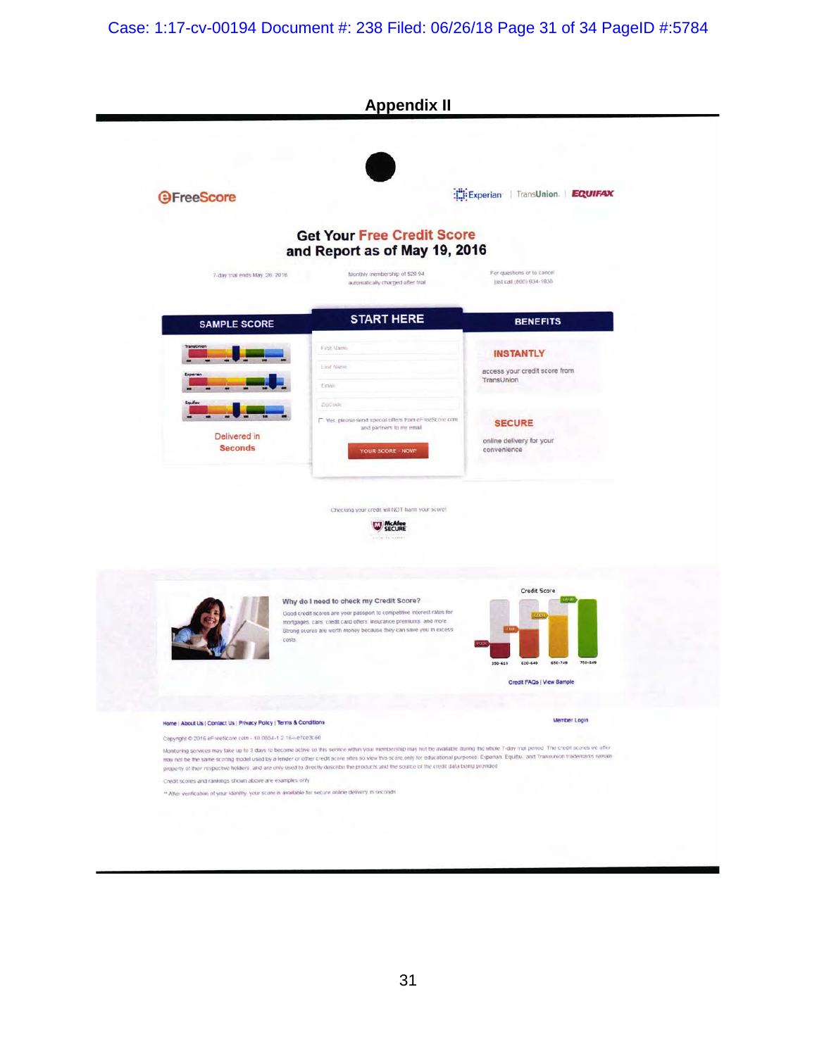## Appendix II

eFreeScore

Experian | TransUnion | EQUIFAX

**Get Your Free Credit Score and Report as of May 19, 2016**

7-day trial ends May 26, 2016

Monthly membership of $29.94 automatically charged after trial

For questions or to cancel just call (800) 934-1838

**SAMPLE SCORE**

TransUnion

Experian

Equifax

Delivered in Seconds

**START HERE**

First Name

Last Name

Email

ZipCode

Yes, please send special offers from eFreeScore.com and partners to my email

YOUR SCORE - NOW!

**BENEFITS**

**INSTANTLY**

access your credit score from TransUnion

**SECURE**

online delivery for your convenience

Checking your credit will NOT harm your score!

McAfee SECURE

**Why do I need to check my Credit Score?**

Good credit scores are your passport to competitive interest rates for mortgages, cars, credit card offers, insurance premiums, and more. Strong scores are worth money because they can save you in excess costs.

Credit Score

POOR 350-619 | FAIR 620-649 | GOOD 650-749 | GREAT 750-849

Credit FAQs | View Sample

Home | About Us | Contact Us | Privacy Policy | Terms & Conditions

Member Login

Copyright © 2016 eFreeScore.com - X8 0854-1 2.16-i-e7ce3c60

Monitoring services may take up to 3 days to become active so this service within your membership may not be available during the whole 7-day trial period. The credit scores we offer may not be the same scoring model used by a lender or other credit score sites so view this score only for educational purposes. Experian, Equifax, and TransUnion trademarks remain property of their respective holders, and are only used to directly describe the products and the source of the credit data being provided.

Credit scores and rankings shown above are examples only.

** After verification of your identity, your score is available for secure online delivery in seconds.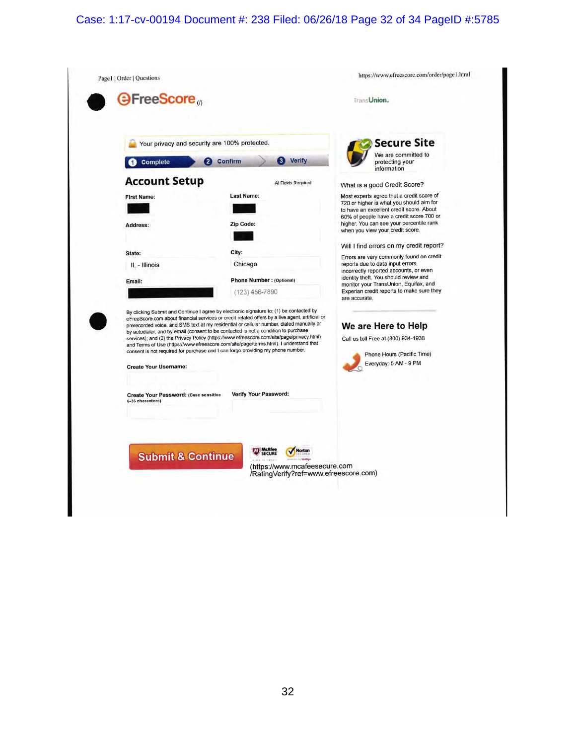Page1 | Order | Questions

https://www.efreescore.com/order/page1.html

eFreeScore (/)

TransUnion.

Your privacy and security are 100% protected.

1 Complete 2 Confirm 3 Verify

## Account Setup

All Fields Required

First Name:

Last Name:

Address:

Zip Code:

State:

IL - Illinois

City:

Chicago

Email:

Phone Number : (Optional)

(123) 456-7890

By clicking Submit and Continue I agree by electronic signature to: (1) be contacted by eFreeScore.com about financial services or credit related offers by a live agent, artificial or prerecorded voice, and SMS text at my residential or cellular number, dialed manually or by autodialer, and by email (consent to be contacted is not a condition to purchase services); and (2) the Privacy Policy (https://www.efreescore.com/site/page/privacy.html) and Terms of Use (https://www.efreescore.com/site/page/terms.html). I understand that consent is not required for purchase and I can forgo providing my phone number.

Create Your Username:

Create Your Password: (Case sensitive 6-36 characters)

Verify Your Password:

**Submit & Continue**

McAfee SECURE Norton SECURED

(https://www.mcafeesecure.com/RatingVerify?ref=www.efreescore.com)

**Secure Site**

We are committed to protecting your information

What is a good Credit Score?

Most experts agree that a credit score of 720 or higher is what you should aim for to have an excellent credit score. About 60% of people have a credit score 700 or higher. You can see your percentile rank when you view your credit score.

Will I find errors on my credit report?

Errors are very commonly found on credit reports due to data input errors, incorrectly reported accounts, or even identity theft. You should review and monitor your TransUnion, Equifax, and Experian credit reports to make sure they are accurate.

**We are Here to Help**

Call us toll Free at (800) 934-1938

Phone Hours (Pacific Time)

Everyday: 5 AM - 9 PM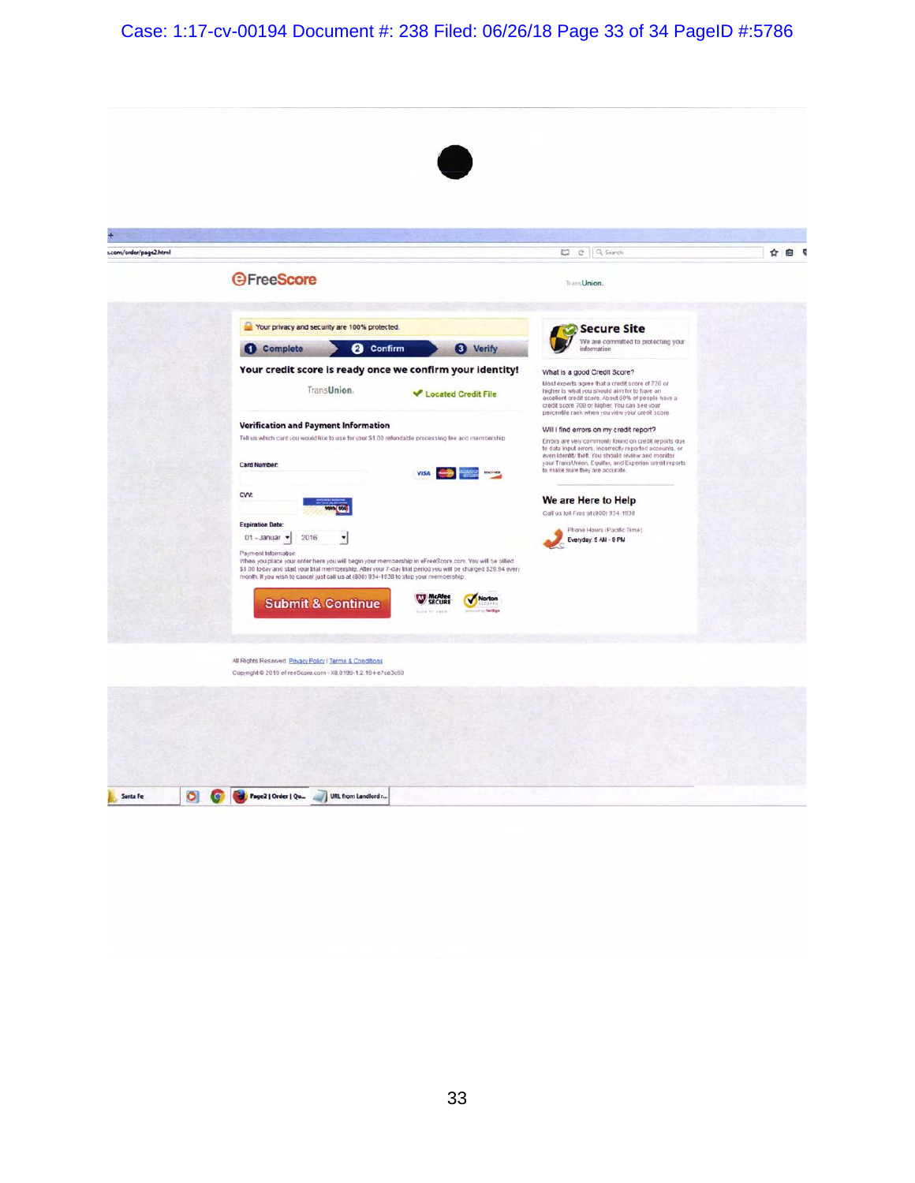.com/order/page2.html

FreeScore

TransUnion.

Your privacy and security are 100% protected

1 Complete 2 Confirm 3 Verify

**Your credit score is ready once we confirm your identity!**

TransUnion. ✔ Located Credit File

**Verification and Payment Information**

Tell us which card you would like to use for your $1.00 refundable processing fee and membership

Card Number:

CVV:

Expiration Date: 01 - Januar 2016

Payment Information

When you place your order here you will begin your membership in eFreeScore.com. You will be billed $1.00 today and start your trial membership. After your 7-day trial period you will be charged $29.94 every month. If you wish to cancel just call us at (800) 934-1938 to stop your membership.

**Submit & Continue**

McAfee SECURE Norton SECURED

**Secure Site**

We are committed to protecting your information

What is a good Credit Score?

Most experts agree that a credit score of 720 or higher is what you should aim for to have an excellent credit score. About 60% of people have a credit score 700 or higher. You can see your percentile rank when you view your credit score.

Will I find errors on my credit report?

Errors are very commonly found on credit reports due to data input errors, incorrectly reported accounts, or even identity theft. You should review and monitor your TransUnion, Equifax, and Experian credit reports to make sure they are accurate.

**We are Here to Help**

Call us toll Free at (800) 934-1938

Phone Hours (Pacific Time)
Everyday: 6 AM - 8 PM

All Rights Reserved. Privacy Policy | Terms & Conditions

Copyright © 2016 eFreeScore.com - X0.0190-1.2.16+e7ce3c60

Santa Fe | Page2 | Order | Qu... | URL from Landlord r...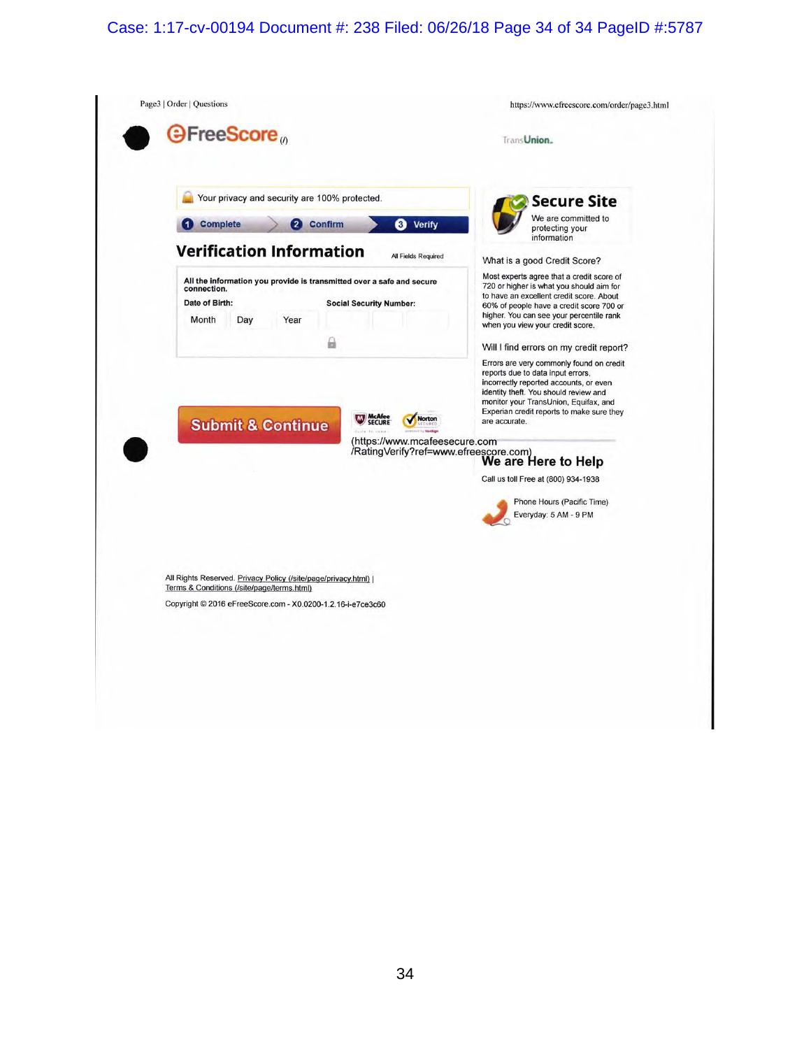Page3 | Order | Questions

https://www.efreescore.com/order/page3.html

eFreeScore (/)

TransUnion.

Your privacy and security are 100% protected.

1 Complete 2 Confirm 3 Verify

## Verification Information

All Fields Required

**All the information you provide is transmitted over a safe and secure connection.**

**Date of Birth:**

Month Day Year

**Social Security Number:**

**Submit & Continue**

McAfee SECURE Norton SECURED

(https://www.mcafeesecure.com/RatingVerify?ref=www.efreescore.com)

## Secure Site

We are committed to protecting your information

What is a good Credit Score?

Most experts agree that a credit score of 720 or higher is what you should aim for to have an excellent credit score. About 60% of people have a credit score 700 or higher. You can see your percentile rank when you view your credit score.

Will I find errors on my credit report?

Errors are very commonly found on credit reports due to data input errors, incorrectly reported accounts, or even identity theft. You should review and monitor your TransUnion, Equifax, and Experian credit reports to make sure they are accurate.

## We are Here to Help

Call us toll Free at (800) 934-1938

Phone Hours (Pacific Time)

Everyday: 5 AM - 9 PM

All Rights Reserved. Privacy Policy (/site/page/privacy.html) | Terms & Conditions (/site/page/terms.html)

Copyright © 2016 eFreeScore.com - X0.0200-1.2.16-i-e7ce3c60